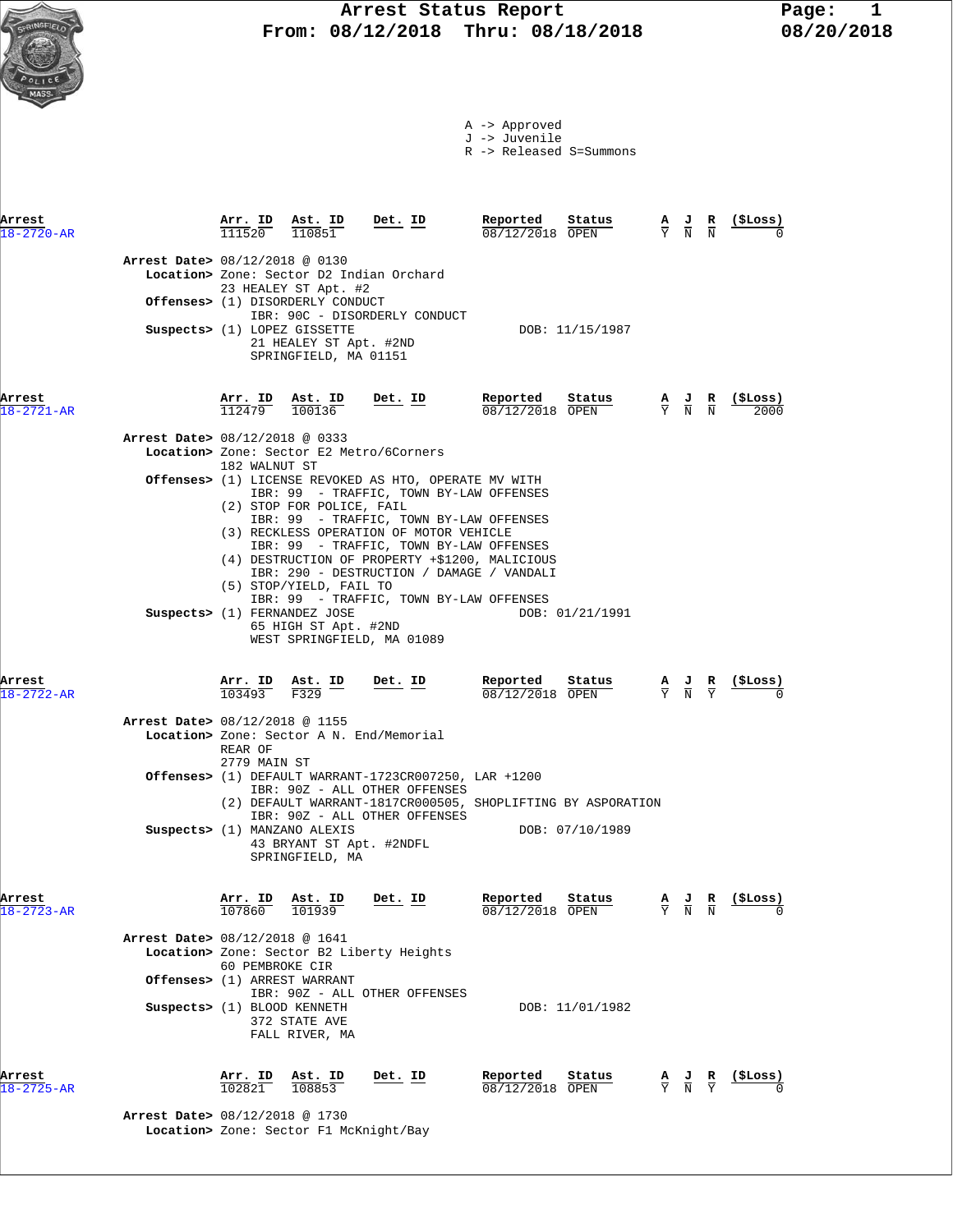# Arrest Status Report

**From: 08/12/2018 Thru: 08/18/2018**

08/20/2018

A -> Approved
J -> Juvenile
R -> Released S=Summons

| Arrest | Arr. ID | Ast. ID | Det. ID | Reported | Status | A | J | R | ($Loss) |
|---|---|---|---|---|---|---|---|---|---|
| 18-2720-AR | 111520 | 110851 | | 08/12/2018 | OPEN | Y | N | N | 0 |

**Arrest Date>** 08/12/2018 @ 0130
**Location>** Zone: Sector D2 Indian Orchard
23 HEALEY ST Apt. #2
**Offenses>** (1) DISORDERLY CONDUCT
IBR: 90C - DISORDERLY CONDUCT
**Suspects>** (1) LOPEZ GISSETTE DOB: 11/15/1987
21 HEALEY ST Apt. #2ND
SPRINGFIELD, MA 01151

| Arrest | Arr. ID | Ast. ID | Det. ID | Reported | Status | A | J | R | ($Loss) |
|---|---|---|---|---|---|---|---|---|---|
| 18-2721-AR | 112479 | 100136 | | 08/12/2018 | OPEN | Y | N | N | 2000 |

**Arrest Date>** 08/12/2018 @ 0333
**Location>** Zone: Sector E2 Metro/6Corners
182 WALNUT ST
**Offenses>** (1) LICENSE REVOKED AS HTO, OPERATE MV WITH
IBR: 99 - TRAFFIC, TOWN BY-LAW OFFENSES
(2) STOP FOR POLICE, FAIL
IBR: 99 - TRAFFIC, TOWN BY-LAW OFFENSES
(3) RECKLESS OPERATION OF MOTOR VEHICLE
IBR: 99 - TRAFFIC, TOWN BY-LAW OFFENSES
(4) DESTRUCTION OF PROPERTY +$1200, MALICIOUS
IBR: 290 - DESTRUCTION / DAMAGE / VANDALI
(5) STOP/YIELD, FAIL TO
IBR: 99 - TRAFFIC, TOWN BY-LAW OFFENSES
**Suspects>** (1) FERNANDEZ JOSE DOB: 01/21/1991
65 HIGH ST Apt. #2ND
WEST SPRINGFIELD, MA 01089

| Arrest | Arr. ID | Ast. ID | Det. ID | Reported | Status | A | J | R | ($Loss) |
|---|---|---|---|---|---|---|---|---|---|
| 18-2722-AR | 103493 | F329 | | 08/12/2018 | OPEN | Y | N | Y | 0 |

**Arrest Date>** 08/12/2018 @ 1155
**Location>** Zone: Sector A N. End/Memorial
REAR OF
2779 MAIN ST
**Offenses>** (1) DEFAULT WARRANT-1723CR007250, LAR +1200
IBR: 90Z - ALL OTHER OFFENSES
(2) DEFAULT WARRANT-1817CR000505, SHOPLIFTING BY ASPORATION
IBR: 90Z - ALL OTHER OFFENSES
**Suspects>** (1) MANZANO ALEXIS DOB: 07/10/1989
43 BRYANT ST Apt. #2NDFL
SPRINGFIELD, MA

| Arrest | Arr. ID | Ast. ID | Det. ID | Reported | Status | A | J | R | ($Loss) |
|---|---|---|---|---|---|---|---|---|---|
| 18-2723-AR | 107860 | 101939 | | 08/12/2018 | OPEN | Y | N | N | 0 |

**Arrest Date>** 08/12/2018 @ 1641
**Location>** Zone: Sector B2 Liberty Heights
60 PEMBROKE CIR
**Offenses>** (1) ARREST WARRANT
IBR: 90Z - ALL OTHER OFFENSES
**Suspects>** (1) BLOOD KENNETH DOB: 11/01/1982
372 STATE AVE
FALL RIVER, MA

| Arrest | Arr. ID | Ast. ID | Det. ID | Reported | Status | A | J | R | ($Loss) |
|---|---|---|---|---|---|---|---|---|---|
| 18-2725-AR | 102821 | 108853 | | 08/12/2018 | OPEN | Y | N | Y | 0 |

**Arrest Date>** 08/12/2018 @ 1730
**Location>** Zone: Sector F1 McKnight/Bay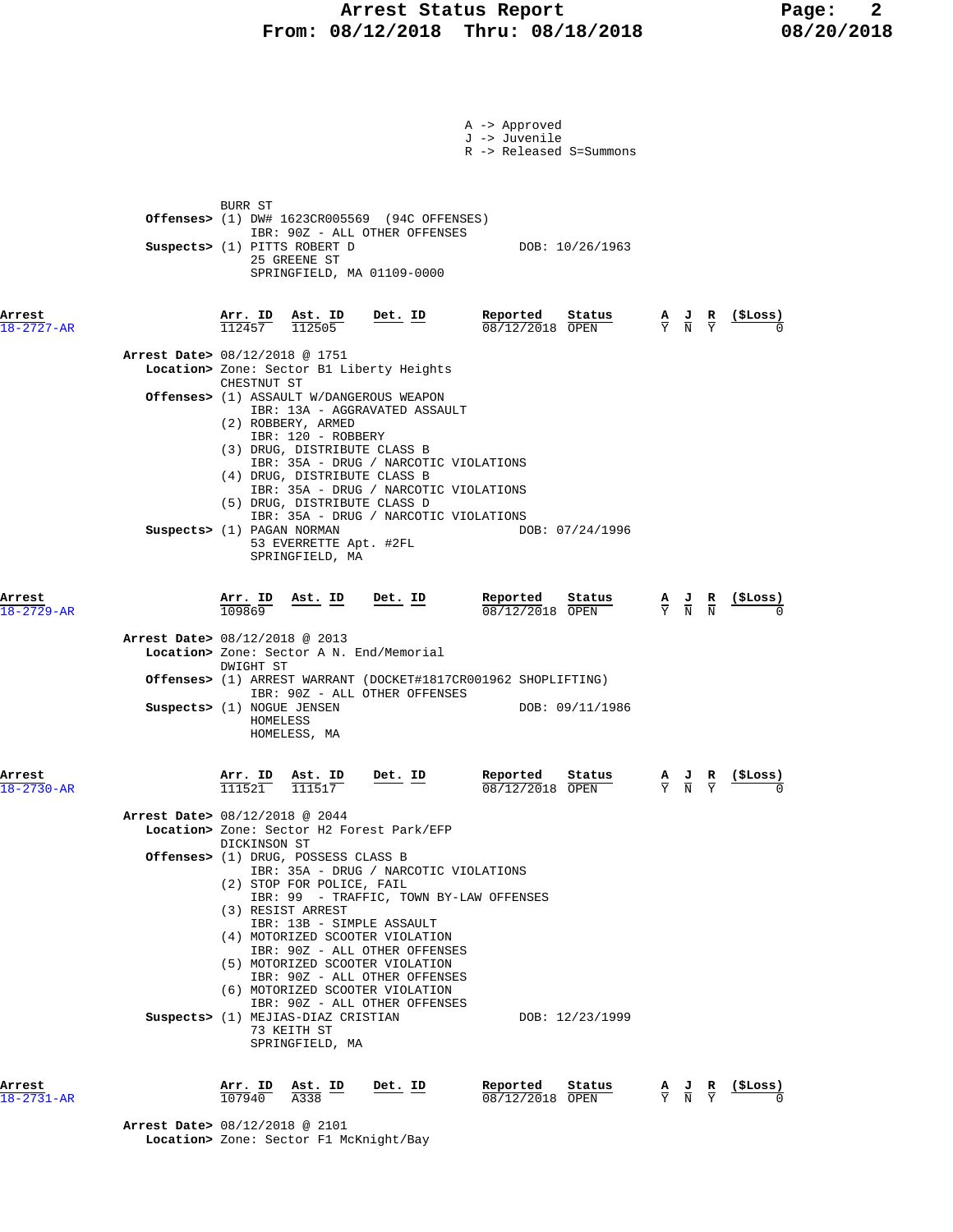A -> Approved
J -> Juvenile
R -> Released S=Summons

BURR ST
**Offenses>** (1) DW# 1623CR005569 (94C OFFENSES)
IBR: 90Z - ALL OTHER OFFENSES
**Suspects>** (1) PITTS ROBERT D — DOB: 10/26/1963
25 GREENE ST
SPRINGFIELD, MA 01109-0000

| Arrest | Arr. ID | Ast. ID | Det. ID | Reported | Status | A | J | R | ($Loss) |
|---|---|---|---|---|---|---|---|---|---|
| 18-2727-AR | 112457 | 112505 | | 08/12/2018 | OPEN | Y | N | Y | 0 |

**Arrest Date>** 08/12/2018 @ 1751
**Location>** Zone: Sector B1 Liberty Heights
CHESTNUT ST
**Offenses>** (1) ASSAULT W/DANGEROUS WEAPON
IBR: 13A - AGGRAVATED ASSAULT
(2) ROBBERY, ARMED
IBR: 120 - ROBBERY
(3) DRUG, DISTRIBUTE CLASS B
IBR: 35A - DRUG / NARCOTIC VIOLATIONS
(4) DRUG, DISTRIBUTE CLASS B
IBR: 35A - DRUG / NARCOTIC VIOLATIONS
(5) DRUG, DISTRIBUTE CLASS D
IBR: 35A - DRUG / NARCOTIC VIOLATIONS
**Suspects>** (1) PAGAN NORMAN — DOB: 07/24/1996
53 EVERRETTE Apt. #2FL
SPRINGFIELD, MA

| Arrest | Arr. ID | Ast. ID | Det. ID | Reported | Status | A | J | R | ($Loss) |
|---|---|---|---|---|---|---|---|---|---|
| 18-2729-AR | 109869 | | | 08/12/2018 | OPEN | Y | N | N | 0 |

**Arrest Date>** 08/12/2018 @ 2013
**Location>** Zone: Sector A N. End/Memorial
DWIGHT ST
**Offenses>** (1) ARREST WARRANT (DOCKET#1817CR001962 SHOPLIFTING)
IBR: 90Z - ALL OTHER OFFENSES
**Suspects>** (1) NOGUE JENSEN — DOB: 09/11/1986
HOMELESS
HOMELESS, MA

| Arrest | Arr. ID | Ast. ID | Det. ID | Reported | Status | A | J | R | ($Loss) |
|---|---|---|---|---|---|---|---|---|---|
| 18-2730-AR | 111521 | 111517 | | 08/12/2018 | OPEN | Y | N | Y | 0 |

**Arrest Date>** 08/12/2018 @ 2044
**Location>** Zone: Sector H2 Forest Park/EFP
DICKINSON ST
**Offenses>** (1) DRUG, POSSESS CLASS B
IBR: 35A - DRUG / NARCOTIC VIOLATIONS
(2) STOP FOR POLICE, FAIL
IBR: 99 - TRAFFIC, TOWN BY-LAW OFFENSES
(3) RESIST ARREST
IBR: 13B - SIMPLE ASSAULT
(4) MOTORIZED SCOOTER VIOLATION
IBR: 90Z - ALL OTHER OFFENSES
(5) MOTORIZED SCOOTER VIOLATION
IBR: 90Z - ALL OTHER OFFENSES
(6) MOTORIZED SCOOTER VIOLATION
IBR: 90Z - ALL OTHER OFFENSES
**Suspects>** (1) MEJIAS-DIAZ CRISTIAN — DOB: 12/23/1999
73 KEITH ST
SPRINGFIELD, MA

| Arrest | Arr. ID | Ast. ID | Det. ID | Reported | Status | A | J | R | ($Loss) |
|---|---|---|---|---|---|---|---|---|---|
| 18-2731-AR | 107940 | A338 | | 08/12/2018 | OPEN | Y | N | Y | 0 |

**Arrest Date>** 08/12/2018 @ 2101
**Location>** Zone: Sector F1 McKnight/Bay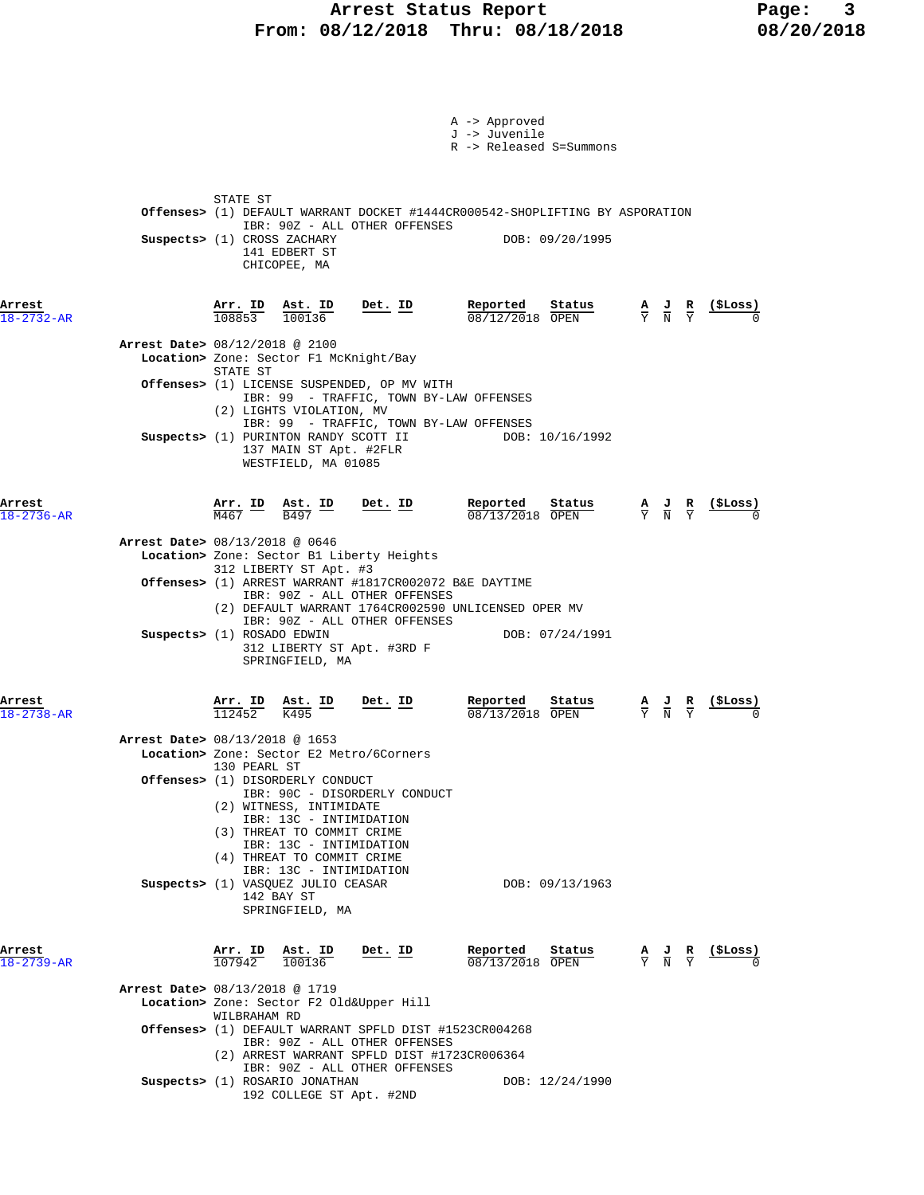A -> Approved
J -> Juvenile
R -> Released S=Summons

STATE ST
**Offenses>** (1) DEFAULT WARRANT DOCKET #1444CR000542-SHOPLIFTING BY ASPORATION
IBR: 90Z - ALL OTHER OFFENSES
**Suspects>** (1) CROSS ZACHARY DOB: 09/20/1995
141 EDBERT ST
CHICOPEE, MA

| Arrest | Arr. ID | Ast. ID | Det. ID | Reported | Status | A | J | R | ($Loss) |
|---|---|---|---|---|---|---|---|---|---|
| 18-2732-AR | 108853 | 100136 | | 08/12/2018 | OPEN | Y | N | Y | 0 |

**Arrest Date>** 08/12/2018 @ 2100
**Location>** Zone: Sector F1 McKnight/Bay
STATE ST
**Offenses>** (1) LICENSE SUSPENDED, OP MV WITH
IBR: 99 - TRAFFIC, TOWN BY-LAW OFFENSES
(2) LIGHTS VIOLATION, MV
IBR: 99 - TRAFFIC, TOWN BY-LAW OFFENSES
**Suspects>** (1) PURINTON RANDY SCOTT II DOB: 10/16/1992
137 MAIN ST Apt. #2FLR
WESTFIELD, MA 01085

| Arrest | Arr. ID | Ast. ID | Det. ID | Reported | Status | A | J | R | ($Loss) |
|---|---|---|---|---|---|---|---|---|---|
| 18-2736-AR | M467 | B497 | | 08/13/2018 | OPEN | Y | N | Y | 0 |

**Arrest Date>** 08/13/2018 @ 0646
**Location>** Zone: Sector B1 Liberty Heights
312 LIBERTY ST Apt. #3
**Offenses>** (1) ARREST WARRANT #1817CR002072 B&E DAYTIME
IBR: 90Z - ALL OTHER OFFENSES
(2) DEFAULT WARRANT 1764CR002590 UNLICENSED OPER MV
IBR: 90Z - ALL OTHER OFFENSES
**Suspects>** (1) ROSADO EDWIN DOB: 07/24/1991
312 LIBERTY ST Apt. #3RD F
SPRINGFIELD, MA

| Arrest | Arr. ID | Ast. ID | Det. ID | Reported | Status | A | J | R | ($Loss) |
|---|---|---|---|---|---|---|---|---|---|
| 18-2738-AR | 112452 | K495 | | 08/13/2018 | OPEN | Y | N | Y | 0 |

**Arrest Date>** 08/13/2018 @ 1653
**Location>** Zone: Sector E2 Metro/6Corners
130 PEARL ST
**Offenses>** (1) DISORDERLY CONDUCT
IBR: 90C - DISORDERLY CONDUCT
(2) WITNESS, INTIMIDATE
IBR: 13C - INTIMIDATION
(3) THREAT TO COMMIT CRIME
IBR: 13C - INTIMIDATION
(4) THREAT TO COMMIT CRIME
IBR: 13C - INTIMIDATION
**Suspects>** (1) VASQUEZ JULIO CEASAR DOB: 09/13/1963
142 BAY ST
SPRINGFIELD, MA

| Arrest | Arr. ID | Ast. ID | Det. ID | Reported | Status | A | J | R | ($Loss) |
|---|---|---|---|---|---|---|---|---|---|
| 18-2739-AR | 107942 | 100136 | | 08/13/2018 | OPEN | Y | N | Y | 0 |

**Arrest Date>** 08/13/2018 @ 1719
**Location>** Zone: Sector F2 Old&Upper Hill
WILBRAHAM RD
**Offenses>** (1) DEFAULT WARRANT SPFLD DIST #1523CR004268
IBR: 90Z - ALL OTHER OFFENSES
(2) ARREST WARRANT SPFLD DIST #1723CR006364
IBR: 90Z - ALL OTHER OFFENSES
**Suspects>** (1) ROSARIO JONATHAN DOB: 12/24/1990
192 COLLEGE ST Apt. #2ND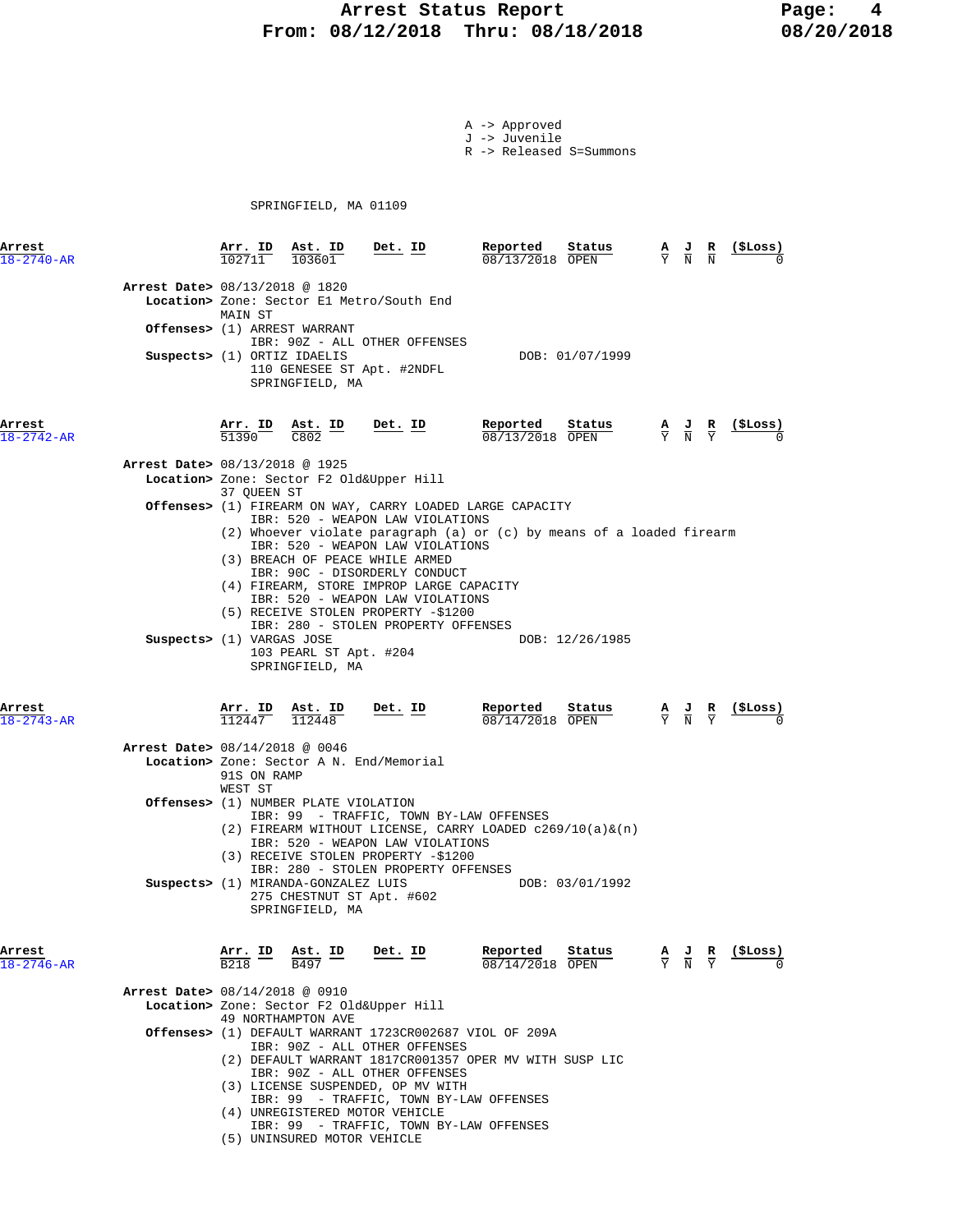A -> Approved
J -> Juvenile
R -> Released S=Summons

SPRINGFIELD, MA 01109

| Arrest | Arr. ID | Ast. ID | Det. ID | Reported | Status | A | J | R | ($Loss) |
|---|---|---|---|---|---|---|---|---|---|
| 18-2740-AR | 102711 | 103601 | | 08/13/2018 | OPEN | Y | N | N | 0 |

**Arrest Date>** 08/13/2018 @ 1820
**Location>** Zone: Sector E1 Metro/South End
MAIN ST
**Offenses>** (1) ARREST WARRANT
IBR: 90Z - ALL OTHER OFFENSES
**Suspects>** (1) ORTIZ IDAELIS DOB: 01/07/1999
110 GENESEE ST Apt. #2NDFL
SPRINGFIELD, MA

| Arrest | Arr. ID | Ast. ID | Det. ID | Reported | Status | A | J | R | ($Loss) |
|---|---|---|---|---|---|---|---|---|---|
| 18-2742-AR | 51390 | C802 | | 08/13/2018 | OPEN | Y | N | Y | 0 |

**Arrest Date>** 08/13/2018 @ 1925
**Location>** Zone: Sector F2 Old&Upper Hill
37 QUEEN ST
**Offenses>** (1) FIREARM ON WAY, CARRY LOADED LARGE CAPACITY
IBR: 520 - WEAPON LAW VIOLATIONS
(2) Whoever violate paragraph (a) or (c) by means of a loaded firearm
IBR: 520 - WEAPON LAW VIOLATIONS
(3) BREACH OF PEACE WHILE ARMED
IBR: 90C - DISORDERLY CONDUCT
(4) FIREARM, STORE IMPROP LARGE CAPACITY
IBR: 520 - WEAPON LAW VIOLATIONS
(5) RECEIVE STOLEN PROPERTY -$1200
IBR: 280 - STOLEN PROPERTY OFFENSES
**Suspects>** (1) VARGAS JOSE DOB: 12/26/1985
103 PEARL ST Apt. #204
SPRINGFIELD, MA

| Arrest | Arr. ID | Ast. ID | Det. ID | Reported | Status | A | J | R | ($Loss) |
|---|---|---|---|---|---|---|---|---|---|
| 18-2743-AR | 112447 | 112448 | | 08/14/2018 | OPEN | Y | N | Y | 0 |

**Arrest Date>** 08/14/2018 @ 0046
**Location>** Zone: Sector A N. End/Memorial
91S ON RAMP
WEST ST
**Offenses>** (1) NUMBER PLATE VIOLATION
IBR: 99 - TRAFFIC, TOWN BY-LAW OFFENSES
(2) FIREARM WITHOUT LICENSE, CARRY LOADED c269/10(a)&(n)
IBR: 520 - WEAPON LAW VIOLATIONS
(3) RECEIVE STOLEN PROPERTY -$1200
IBR: 280 - STOLEN PROPERTY OFFENSES
**Suspects>** (1) MIRANDA-GONZALEZ LUIS DOB: 03/01/1992
275 CHESTNUT ST Apt. #602
SPRINGFIELD, MA

| Arrest | Arr. ID | Ast. ID | Det. ID | Reported | Status | A | J | R | ($Loss) |
|---|---|---|---|---|---|---|---|---|---|
| 18-2746-AR | B218 | B497 | | 08/14/2018 | OPEN | Y | N | Y | 0 |

**Arrest Date>** 08/14/2018 @ 0910
**Location>** Zone: Sector F2 Old&Upper Hill
49 NORTHAMPTON AVE
**Offenses>** (1) DEFAULT WARRANT 1723CR002687 VIOL OF 209A
IBR: 90Z - ALL OTHER OFFENSES
(2) DEFAULT WARRANT 1817CR001357 OPER MV WITH SUSP LIC
IBR: 90Z - ALL OTHER OFFENSES
(3) LICENSE SUSPENDED, OP MV WITH
IBR: 99 - TRAFFIC, TOWN BY-LAW OFFENSES
(4) UNREGISTERED MOTOR VEHICLE
IBR: 99 - TRAFFIC, TOWN BY-LAW OFFENSES
(5) UNINSURED MOTOR VEHICLE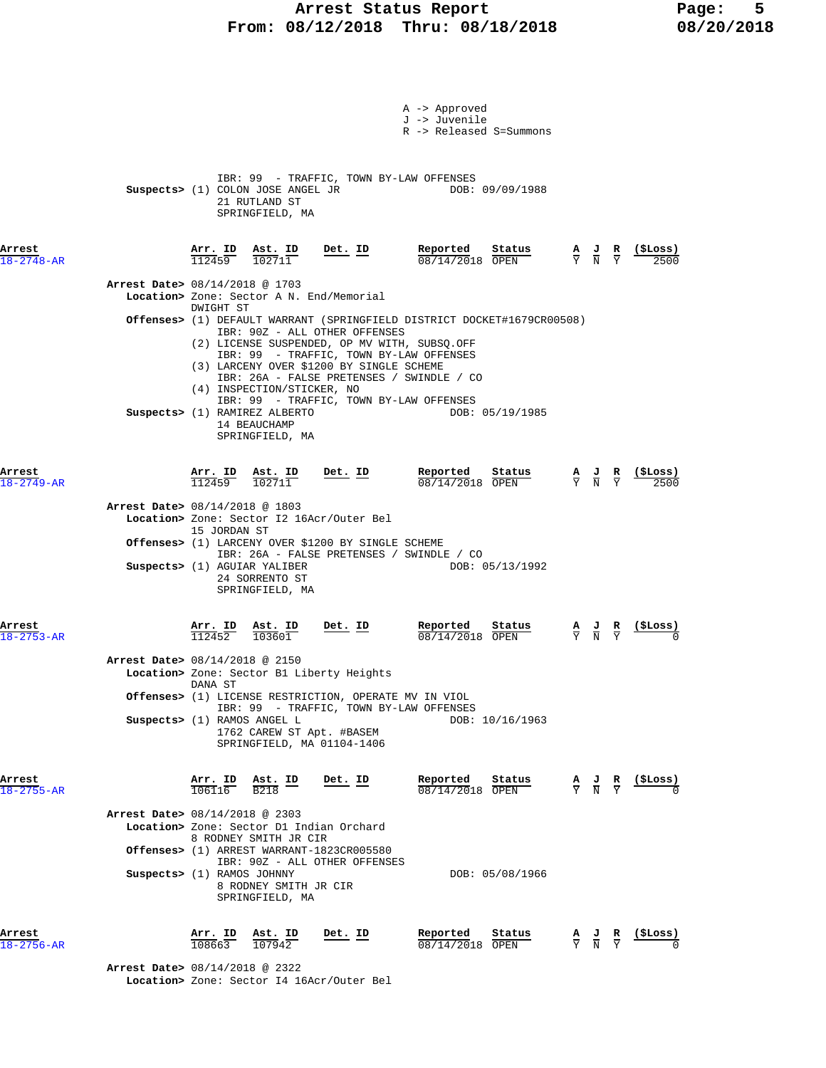A -> Approved
J -> Juvenile
R -> Released S=Summons

IBR: 99 - TRAFFIC, TOWN BY-LAW OFFENSES
**Suspects>** (1) COLON JOSE ANGEL JR DOB: 09/09/1988
21 RUTLAND ST
SPRINGFIELD, MA

| Arrest | Arr. ID | Ast. ID | Det. ID | Reported | Status | A | J | R | ($Loss) |
|---|---|---|---|---|---|---|---|---|---|
| 18-2748-AR | 112459 | 102711 | | 08/14/2018 | OPEN | Y | N | Y | 2500 |

**Arrest Date>** 08/14/2018 @ 1703
**Location>** Zone: Sector A N. End/Memorial
DWIGHT ST
**Offenses>** (1) DEFAULT WARRANT (SPRINGFIELD DISTRICT DOCKET#1679CR00508)
IBR: 90Z - ALL OTHER OFFENSES
(2) LICENSE SUSPENDED, OP MV WITH, SUBSQ.OFF
IBR: 99 - TRAFFIC, TOWN BY-LAW OFFENSES
(3) LARCENY OVER $1200 BY SINGLE SCHEME
IBR: 26A - FALSE PRETENSES / SWINDLE / CO
(4) INSPECTION/STICKER, NO
IBR: 99 - TRAFFIC, TOWN BY-LAW OFFENSES
**Suspects>** (1) RAMIREZ ALBERTO DOB: 05/19/1985
14 BEAUCHAMP
SPRINGFIELD, MA

| Arrest | Arr. ID | Ast. ID | Det. ID | Reported | Status | A | J | R | ($Loss) |
|---|---|---|---|---|---|---|---|---|---|
| 18-2749-AR | 112459 | 102711 | | 08/14/2018 | OPEN | Y | N | Y | 2500 |

**Arrest Date>** 08/14/2018 @ 1803
**Location>** Zone: Sector I2 16Acr/Outer Bel
15 JORDAN ST
**Offenses>** (1) LARCENY OVER $1200 BY SINGLE SCHEME
IBR: 26A - FALSE PRETENSES / SWINDLE / CO
**Suspects>** (1) AGUIAR YALIBER DOB: 05/13/1992
24 SORRENTO ST
SPRINGFIELD, MA

| Arrest | Arr. ID | Ast. ID | Det. ID | Reported | Status | A | J | R | ($Loss) |
|---|---|---|---|---|---|---|---|---|---|
| 18-2753-AR | 112452 | 103601 | | 08/14/2018 | OPEN | Y | N | Y | 0 |

**Arrest Date>** 08/14/2018 @ 2150
**Location>** Zone: Sector B1 Liberty Heights
DANA ST
**Offenses>** (1) LICENSE RESTRICTION, OPERATE MV IN VIOL
IBR: 99 - TRAFFIC, TOWN BY-LAW OFFENSES
**Suspects>** (1) RAMOS ANGEL L DOB: 10/16/1963
1762 CAREW ST Apt. #BASEM
SPRINGFIELD, MA 01104-1406

| Arrest | Arr. ID | Ast. ID | Det. ID | Reported | Status | A | J | R | ($Loss) |
|---|---|---|---|---|---|---|---|---|---|
| 18-2755-AR | 106116 | B218 | | 08/14/2018 | OPEN | Y | N | Y | 0 |

**Arrest Date>** 08/14/2018 @ 2303
**Location>** Zone: Sector D1 Indian Orchard
8 RODNEY SMITH JR CIR
**Offenses>** (1) ARREST WARRANT-1823CR005580
IBR: 90Z - ALL OTHER OFFENSES
**Suspects>** (1) RAMOS JOHNNY DOB: 05/08/1966
8 RODNEY SMITH JR CIR
SPRINGFIELD, MA

| Arrest | Arr. ID | Ast. ID | Det. ID | Reported | Status | A | J | R | ($Loss) |
|---|---|---|---|---|---|---|---|---|---|
| 18-2756-AR | 108663 | 107942 | | 08/14/2018 | OPEN | Y | N | Y | 0 |

**Arrest Date>** 08/14/2018 @ 2322
**Location>** Zone: Sector I4 16Acr/Outer Bel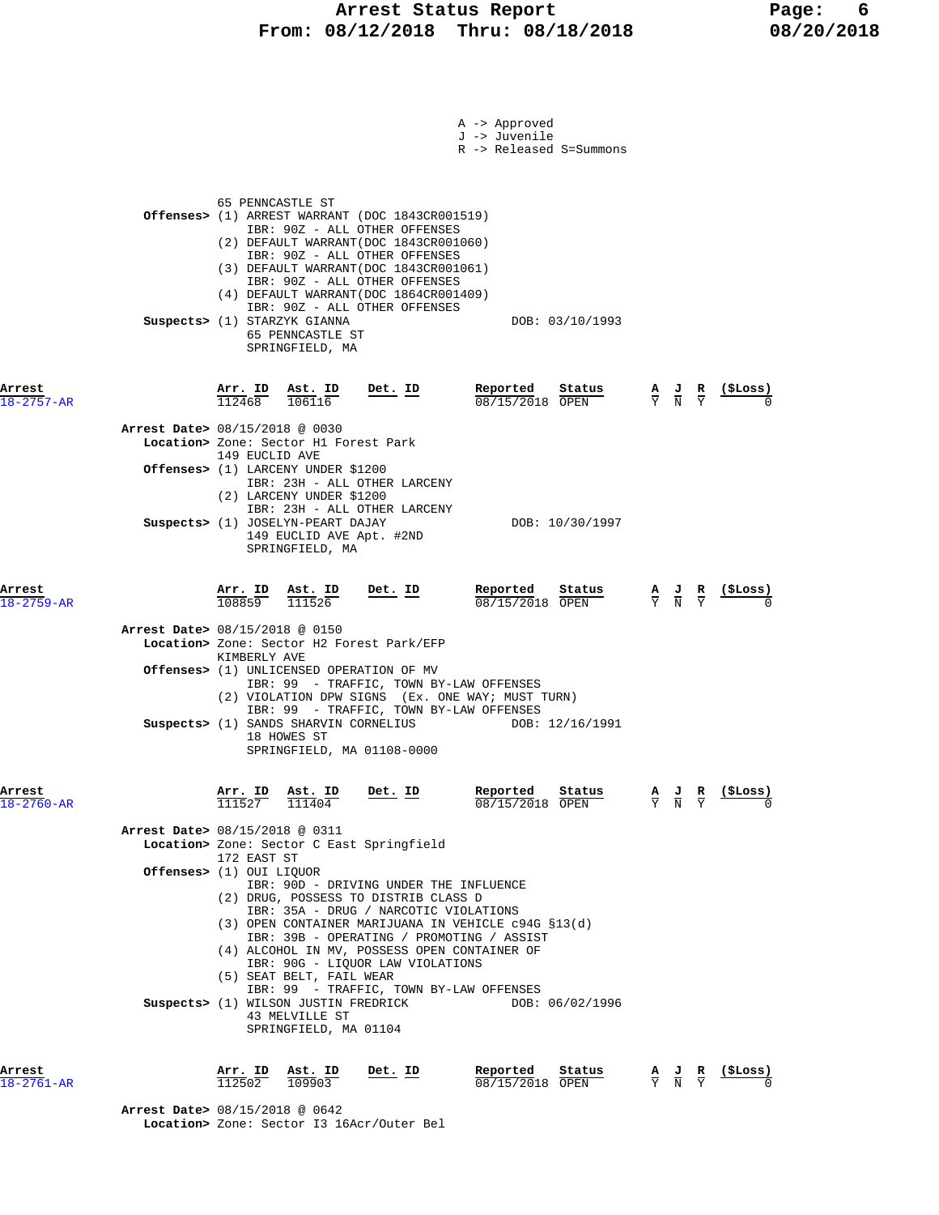A -> Approved
J -> Juvenile
R -> Released S=Summons

65 PENNCASTLE ST

**Offenses>** (1) ARREST WARRANT (DOC 1843CR001519)
IBR: 90Z - ALL OTHER OFFENSES
(2) DEFAULT WARRANT(DOC 1843CR001060)
IBR: 90Z - ALL OTHER OFFENSES
(3) DEFAULT WARRANT(DOC 1843CR001061)
IBR: 90Z - ALL OTHER OFFENSES
(4) DEFAULT WARRANT(DOC 1864CR001409)
IBR: 90Z - ALL OTHER OFFENSES

**Suspects>** (1) STARZYK GIANNA DOB: 03/10/1993
65 PENNCASTLE ST
SPRINGFIELD, MA

| Arrest | Arr. ID | Ast. ID | Det. ID | Reported | Status | A | J | R | ($Loss) |
|---|---|---|---|---|---|---|---|---|---|
| 18-2757-AR | 112468 | 106116 | | 08/15/2018 | OPEN | Y | N | Y | 0 |

**Arrest Date>** 08/15/2018 @ 0030
**Location>** Zone: Sector H1 Forest Park
149 EUCLID AVE
**Offenses>** (1) LARCENY UNDER $1200
IBR: 23H - ALL OTHER LARCENY
(2) LARCENY UNDER $1200
IBR: 23H - ALL OTHER LARCENY
**Suspects>** (1) JOSELYN-PEART DAJAY DOB: 10/30/1997
149 EUCLID AVE Apt. #2ND
SPRINGFIELD, MA

| Arrest | Arr. ID | Ast. ID | Det. ID | Reported | Status | A | J | R | ($Loss) |
|---|---|---|---|---|---|---|---|---|---|
| 18-2759-AR | 108859 | 111526 | | 08/15/2018 | OPEN | Y | N | Y | 0 |

**Arrest Date>** 08/15/2018 @ 0150
**Location>** Zone: Sector H2 Forest Park/EFP
KIMBERLY AVE
**Offenses>** (1) UNLICENSED OPERATION OF MV
IBR: 99 - TRAFFIC, TOWN BY-LAW OFFENSES
(2) VIOLATION DPW SIGNS (Ex. ONE WAY; MUST TURN)
IBR: 99 - TRAFFIC, TOWN BY-LAW OFFENSES
**Suspects>** (1) SANDS SHARVIN CORNELIUS DOB: 12/16/1991
18 HOWES ST
SPRINGFIELD, MA 01108-0000

| Arrest | Arr. ID | Ast. ID | Det. ID | Reported | Status | A | J | R | ($Loss) |
|---|---|---|---|---|---|---|---|---|---|
| 18-2760-AR | 111527 | 111404 | | 08/15/2018 | OPEN | Y | N | Y | 0 |

**Arrest Date>** 08/15/2018 @ 0311
**Location>** Zone: Sector C East Springfield
172 EAST ST
**Offenses>** (1) OUI LIQUOR
IBR: 90D - DRIVING UNDER THE INFLUENCE
(2) DRUG, POSSESS TO DISTRIB CLASS D
IBR: 35A - DRUG / NARCOTIC VIOLATIONS
(3) OPEN CONTAINER MARIJUANA IN VEHICLE c94G §13(d)
IBR: 39B - OPERATING / PROMOTING / ASSIST
(4) ALCOHOL IN MV, POSSESS OPEN CONTAINER OF
IBR: 90G - LIQUOR LAW VIOLATIONS
(5) SEAT BELT, FAIL WEAR
IBR: 99 - TRAFFIC, TOWN BY-LAW OFFENSES
**Suspects>** (1) WILSON JUSTIN FREDRICK DOB: 06/02/1996
43 MELVILLE ST
SPRINGFIELD, MA 01104

| Arrest | Arr. ID | Ast. ID | Det. ID | Reported | Status | A | J | R | ($Loss) |
|---|---|---|---|---|---|---|---|---|---|
| 18-2761-AR | 112502 | 109903 | | 08/15/2018 | OPEN | Y | N | Y | 0 |

**Arrest Date>** 08/15/2018 @ 0642
**Location>** Zone: Sector I3 16Acr/Outer Bel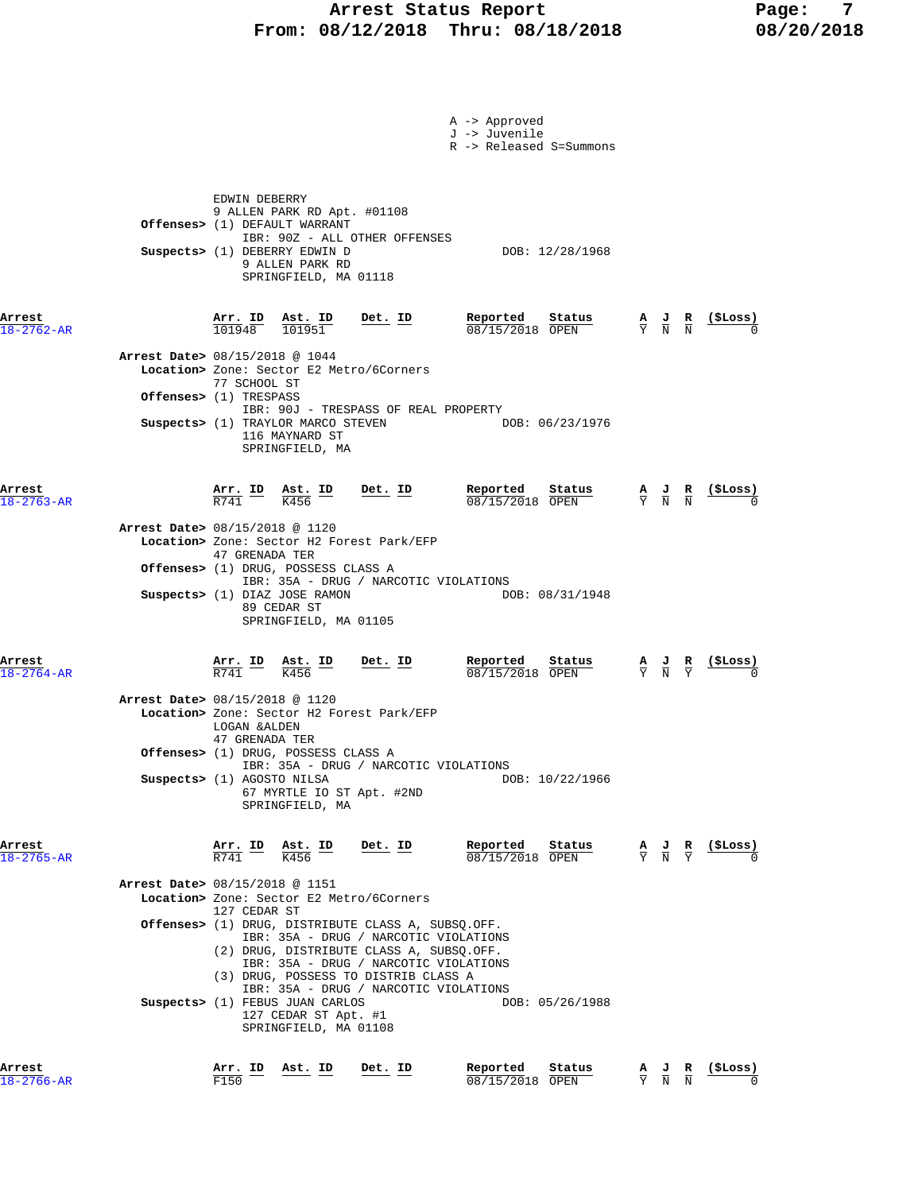A -> Approved
J -> Juvenile
R -> Released S=Summons

EDWIN DEBERRY
9 ALLEN PARK RD Apt. #01108

**Offenses>** (1) DEFAULT WARRANT
IBR: 90Z - ALL OTHER OFFENSES

**Suspects>** (1) DEBERRY EDWIN D — DOB: 12/28/1968
9 ALLEN PARK RD
SPRINGFIELD, MA 01118

| Arrest | Arr. ID | Ast. ID | Det. ID | Reported | Status | A | J | R | ($Loss) |
|---|---|---|---|---|---|---|---|---|---|
| 18-2762-AR | 101948 | 101951 | | 08/15/2018 | OPEN | Y | N | N | 0 |

**Arrest Date>** 08/15/2018 @ 1044
**Location>** Zone: Sector E2 Metro/6Corners
77 SCHOOL ST
**Offenses>** (1) TRESPASS
IBR: 90J - TRESPASS OF REAL PROPERTY
**Suspects>** (1) TRAYLOR MARCO STEVEN — DOB: 06/23/1976
116 MAYNARD ST
SPRINGFIELD, MA

| Arrest | Arr. ID | Ast. ID | Det. ID | Reported | Status | A | J | R | ($Loss) |
|---|---|---|---|---|---|---|---|---|---|
| 18-2763-AR | R741 | K456 | | 08/15/2018 | OPEN | Y | N | N | 0 |

**Arrest Date>** 08/15/2018 @ 1120
**Location>** Zone: Sector H2 Forest Park/EFP
47 GRENADA TER
**Offenses>** (1) DRUG, POSSESS CLASS A
IBR: 35A - DRUG / NARCOTIC VIOLATIONS
**Suspects>** (1) DIAZ JOSE RAMON — DOB: 08/31/1948
89 CEDAR ST
SPRINGFIELD, MA 01105

| Arrest | Arr. ID | Ast. ID | Det. ID | Reported | Status | A | J | R | ($Loss) |
|---|---|---|---|---|---|---|---|---|---|
| 18-2764-AR | R741 | K456 | | 08/15/2018 | OPEN | Y | N | Y | 0 |

**Arrest Date>** 08/15/2018 @ 1120
**Location>** Zone: Sector H2 Forest Park/EFP
LOGAN &ALDEN
47 GRENADA TER
**Offenses>** (1) DRUG, POSSESS CLASS A
IBR: 35A - DRUG / NARCOTIC VIOLATIONS
**Suspects>** (1) AGOSTO NILSA — DOB: 10/22/1966
67 MYRTLE IO ST Apt. #2ND
SPRINGFIELD, MA

| Arrest | Arr. ID | Ast. ID | Det. ID | Reported | Status | A | J | R | ($Loss) |
|---|---|---|---|---|---|---|---|---|---|
| 18-2765-AR | R741 | K456 | | 08/15/2018 | OPEN | Y | N | Y | 0 |

**Arrest Date>** 08/15/2018 @ 1151
**Location>** Zone: Sector E2 Metro/6Corners
127 CEDAR ST
**Offenses>** (1) DRUG, DISTRIBUTE CLASS A, SUBSQ.OFF.
IBR: 35A - DRUG / NARCOTIC VIOLATIONS
(2) DRUG, DISTRIBUTE CLASS A, SUBSQ.OFF.
IBR: 35A - DRUG / NARCOTIC VIOLATIONS
(3) DRUG, POSSESS TO DISTRIB CLASS A
IBR: 35A - DRUG / NARCOTIC VIOLATIONS
**Suspects>** (1) FEBUS JUAN CARLOS — DOB: 05/26/1988
127 CEDAR ST Apt. #1
SPRINGFIELD, MA 01108

| Arrest | Arr. ID | Ast. ID | Det. ID | Reported | Status | A | J | R | ($Loss) |
|---|---|---|---|---|---|---|---|---|---|
| 18-2766-AR | F150 | | | 08/15/2018 | OPEN | Y | N | N | 0 |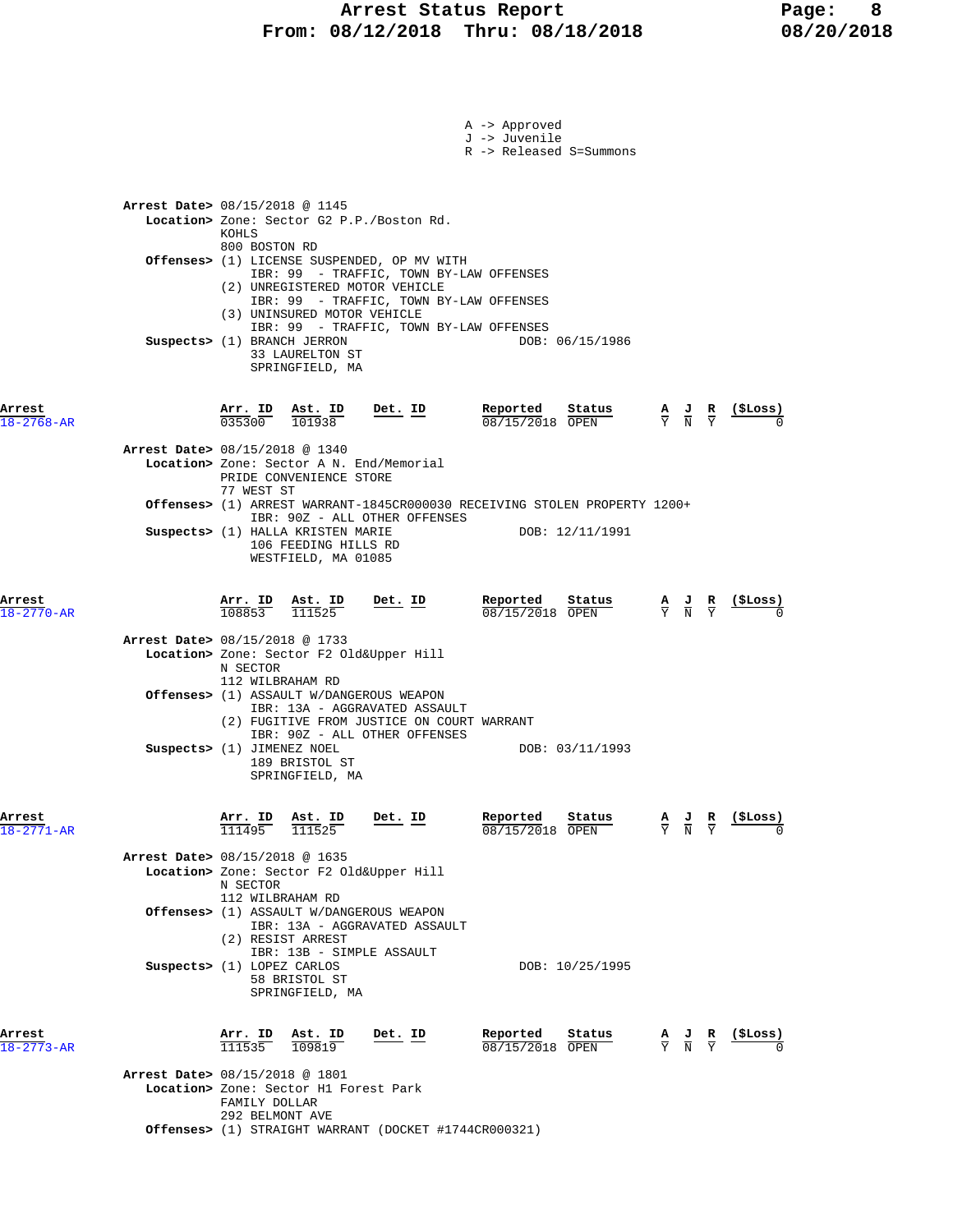A -> Approved
J -> Juvenile
R -> Released S=Summons

**Arrest Date>** 08/15/2018 @ 1145
**Location>** Zone: Sector G2 P.P./Boston Rd.
KOHLS
800 BOSTON RD
**Offenses>** (1) LICENSE SUSPENDED, OP MV WITH
IBR: 99 - TRAFFIC, TOWN BY-LAW OFFENSES
(2) UNREGISTERED MOTOR VEHICLE
IBR: 99 - TRAFFIC, TOWN BY-LAW OFFENSES
(3) UNINSURED MOTOR VEHICLE
IBR: 99 - TRAFFIC, TOWN BY-LAW OFFENSES
**Suspects>** (1) BRANCH JERRON DOB: 06/15/1986
33 LAURELTON ST
SPRINGFIELD, MA

| Arrest | Arr. ID | Ast. ID | Det. ID | Reported | Status | A | J | R | ($Loss) |
|---|---|---|---|---|---|---|---|---|---|
| 18-2768-AR | 035300 | 101938 | | 08/15/2018 | OPEN | Y | N | Y | 0 |

**Arrest Date>** 08/15/2018 @ 1340
**Location>** Zone: Sector A N. End/Memorial
PRIDE CONVENIENCE STORE
77 WEST ST
**Offenses>** (1) ARREST WARRANT-1845CR000030 RECEIVING STOLEN PROPERTY 1200+
IBR: 90Z - ALL OTHER OFFENSES
**Suspects>** (1) HALLA KRISTEN MARIE DOB: 12/11/1991
106 FEEDING HILLS RD
WESTFIELD, MA 01085

| Arrest | Arr. ID | Ast. ID | Det. ID | Reported | Status | A | J | R | ($Loss) |
|---|---|---|---|---|---|---|---|---|---|
| 18-2770-AR | 108853 | 111525 | | 08/15/2018 | OPEN | Y | N | Y | 0 |

**Arrest Date>** 08/15/2018 @ 1733
**Location>** Zone: Sector F2 Old&Upper Hill
N SECTOR
112 WILBRAHAM RD
**Offenses>** (1) ASSAULT W/DANGEROUS WEAPON
IBR: 13A - AGGRAVATED ASSAULT
(2) FUGITIVE FROM JUSTICE ON COURT WARRANT
IBR: 90Z - ALL OTHER OFFENSES
**Suspects>** (1) JIMENEZ NOEL DOB: 03/11/1993
189 BRISTOL ST
SPRINGFIELD, MA

| Arrest | Arr. ID | Ast. ID | Det. ID | Reported | Status | A | J | R | ($Loss) |
|---|---|---|---|---|---|---|---|---|---|
| 18-2771-AR | 111495 | 111525 | | 08/15/2018 | OPEN | Y | N | Y | 0 |

**Arrest Date>** 08/15/2018 @ 1635
**Location>** Zone: Sector F2 Old&Upper Hill
N SECTOR
112 WILBRAHAM RD
**Offenses>** (1) ASSAULT W/DANGEROUS WEAPON
IBR: 13A - AGGRAVATED ASSAULT
(2) RESIST ARREST
IBR: 13B - SIMPLE ASSAULT
**Suspects>** (1) LOPEZ CARLOS DOB: 10/25/1995
58 BRISTOL ST
SPRINGFIELD, MA

| Arrest | Arr. ID | Ast. ID | Det. ID | Reported | Status | A | J | R | ($Loss) |
|---|---|---|---|---|---|---|---|---|---|
| 18-2773-AR | 111535 | 109819 | | 08/15/2018 | OPEN | Y | N | Y | 0 |

**Arrest Date>** 08/15/2018 @ 1801
**Location>** Zone: Sector H1 Forest Park
FAMILY DOLLAR
292 BELMONT AVE
**Offenses>** (1) STRAIGHT WARRANT (DOCKET #1744CR000321)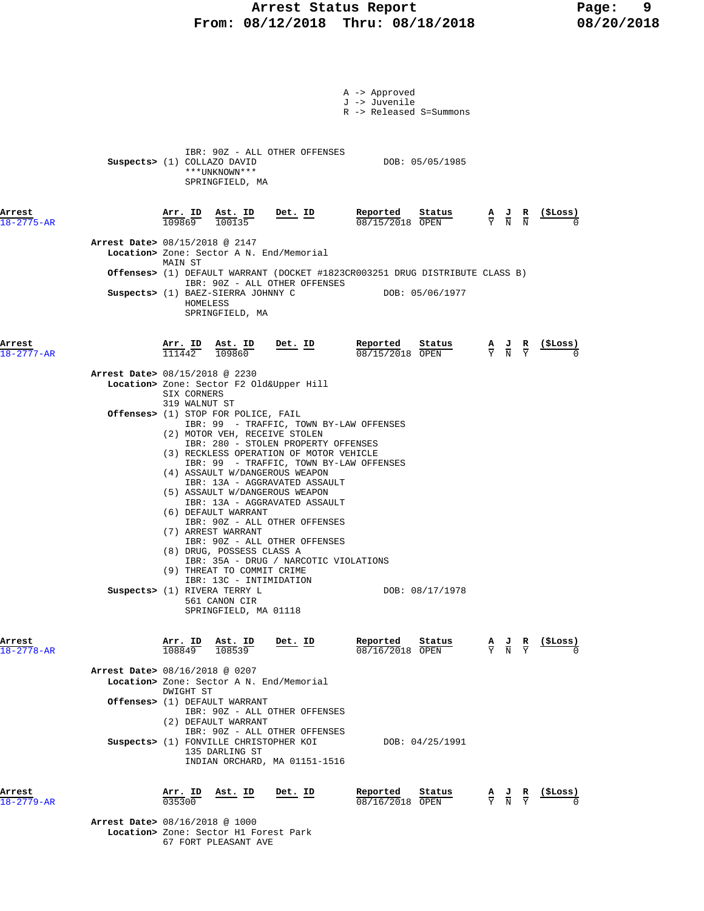A -> Approved
J -> Juvenile
R -> Released S=Summons

IBR: 90Z - ALL OTHER OFFENSES

**Suspects>** (1) COLLAZO DAVID  DOB: 05/05/1985
***UNKNOWN***
SPRINGFIELD, MA

| Arrest | Arr. ID | Ast. ID | Det. ID | Reported | Status | A | J | R | ($Loss) |
|---|---|---|---|---|---|---|---|---|---|
| 18-2775-AR | 109869 | 100135 | | 08/15/2018 | OPEN | Y | N | N | 0 |

**Arrest Date>** 08/15/2018 @ 2147
**Location>** Zone: Sector A N. End/Memorial
MAIN ST
**Offenses>** (1) DEFAULT WARRANT (DOCKET #1823CR003251 DRUG DISTRIBUTE CLASS B)
IBR: 90Z - ALL OTHER OFFENSES
**Suspects>** (1) BAEZ-SIERRA JOHNNY C  DOB: 05/06/1977
HOMELESS
SPRINGFIELD, MA

| Arrest | Arr. ID | Ast. ID | Det. ID | Reported | Status | A | J | R | ($Loss) |
|---|---|---|---|---|---|---|---|---|---|
| 18-2777-AR | 111442 | 109860 | | 08/15/2018 | OPEN | Y | N | Y | 0 |

**Arrest Date>** 08/15/2018 @ 2230
**Location>** Zone: Sector F2 Old&Upper Hill
SIX CORNERS
319 WALNUT ST
**Offenses>** (1) STOP FOR POLICE, FAIL
IBR: 99 - TRAFFIC, TOWN BY-LAW OFFENSES
(2) MOTOR VEH, RECEIVE STOLEN
IBR: 280 - STOLEN PROPERTY OFFENSES
(3) RECKLESS OPERATION OF MOTOR VEHICLE
IBR: 99 - TRAFFIC, TOWN BY-LAW OFFENSES
(4) ASSAULT W/DANGEROUS WEAPON
IBR: 13A - AGGRAVATED ASSAULT
(5) ASSAULT W/DANGEROUS WEAPON
IBR: 13A - AGGRAVATED ASSAULT
(6) DEFAULT WARRANT
IBR: 90Z - ALL OTHER OFFENSES
(7) ARREST WARRANT
IBR: 90Z - ALL OTHER OFFENSES
(8) DRUG, POSSESS CLASS A
IBR: 35A - DRUG / NARCOTIC VIOLATIONS
(9) THREAT TO COMMIT CRIME
IBR: 13C - INTIMIDATION
**Suspects>** (1) RIVERA TERRY L  DOB: 08/17/1978
561 CANON CIR
SPRINGFIELD, MA 01118

| Arrest | Arr. ID | Ast. ID | Det. ID | Reported | Status | A | J | R | ($Loss) |
|---|---|---|---|---|---|---|---|---|---|
| 18-2778-AR | 108849 | 108539 | | 08/16/2018 | OPEN | Y | N | Y | 0 |

**Arrest Date>** 08/16/2018 @ 0207
**Location>** Zone: Sector A N. End/Memorial
DWIGHT ST
**Offenses>** (1) DEFAULT WARRANT
IBR: 90Z - ALL OTHER OFFENSES
(2) DEFAULT WARRANT
IBR: 90Z - ALL OTHER OFFENSES
**Suspects>** (1) FONVILLE CHRISTOPHER KOI  DOB: 04/25/1991
135 DARLING ST
INDIAN ORCHARD, MA 01151-1516

| Arrest | Arr. ID | Ast. ID | Det. ID | Reported | Status | A | J | R | ($Loss) |
|---|---|---|---|---|---|---|---|---|---|
| 18-2779-AR | 035300 | | | 08/16/2018 | OPEN | Y | N | Y | 0 |

**Arrest Date>** 08/16/2018 @ 1000
**Location>** Zone: Sector H1 Forest Park
67 FORT PLEASANT AVE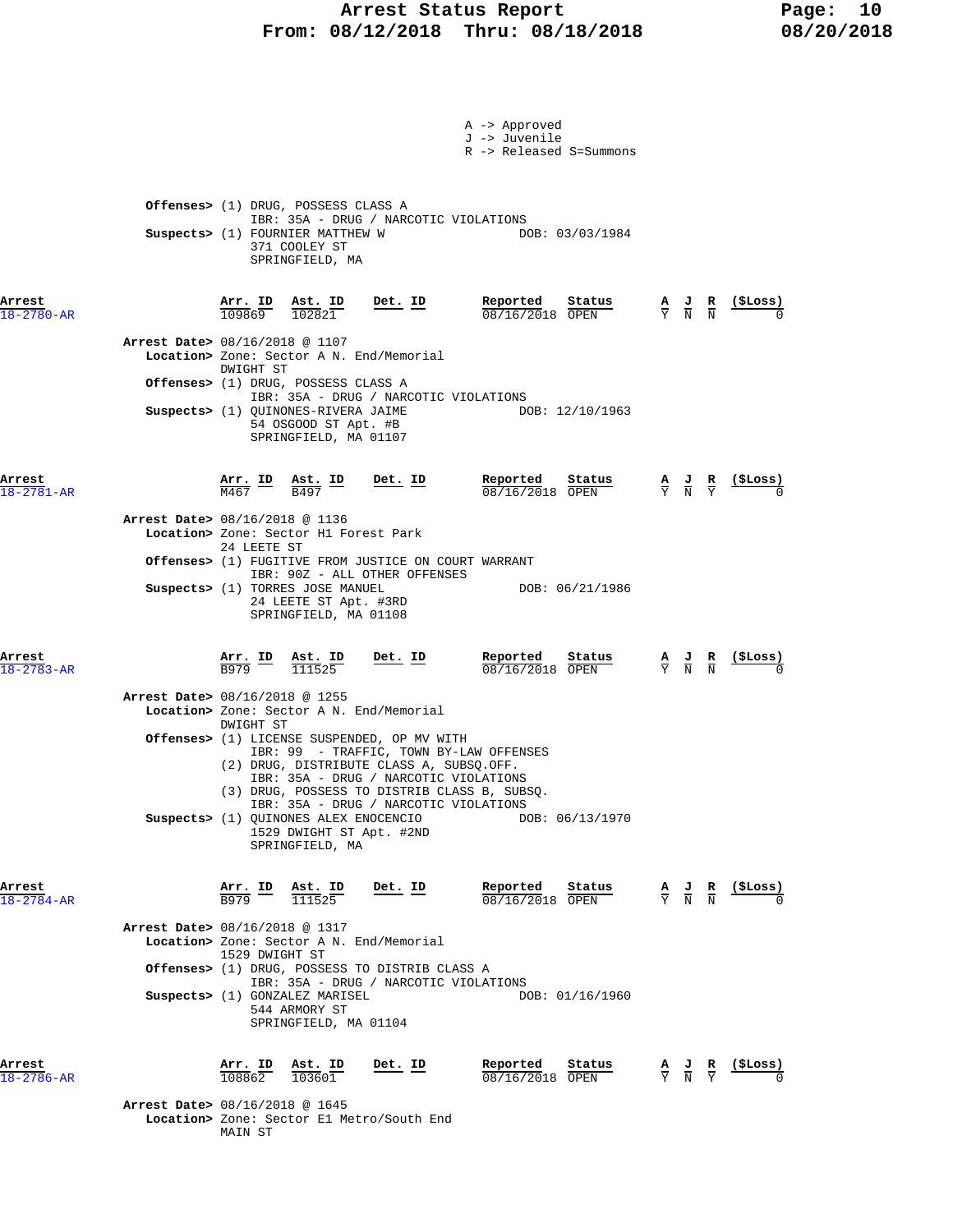A -> Approved
J -> Juvenile
R -> Released S=Summons

**Offenses>** (1) DRUG, POSSESS CLASS A
IBR: 35A - DRUG / NARCOTIC VIOLATIONS
**Suspects>** (1) FOURNIER MATTHEW W DOB: 03/03/1984
371 COOLEY ST
SPRINGFIELD, MA

| Arrest | Arr. ID | Ast. ID | Det. ID | Reported | Status | A | J | R | ($Loss) |
|---|---|---|---|---|---|---|---|---|---|
| 18-2780-AR | 109869 | 102821 | | 08/16/2018 | OPEN | Y | N | N | 0 |

**Arrest Date>** 08/16/2018 @ 1107
**Location>** Zone: Sector A N. End/Memorial
DWIGHT ST
**Offenses>** (1) DRUG, POSSESS CLASS A
IBR: 35A - DRUG / NARCOTIC VIOLATIONS
**Suspects>** (1) QUINONES-RIVERA JAIME DOB: 12/10/1963
54 OSGOOD ST Apt. #B
SPRINGFIELD, MA 01107

| Arrest | Arr. ID | Ast. ID | Det. ID | Reported | Status | A | J | R | ($Loss) |
|---|---|---|---|---|---|---|---|---|---|
| 18-2781-AR | M467 | B497 | | 08/16/2018 | OPEN | Y | N | Y | 0 |

**Arrest Date>** 08/16/2018 @ 1136
**Location>** Zone: Sector H1 Forest Park
24 LEETE ST
**Offenses>** (1) FUGITIVE FROM JUSTICE ON COURT WARRANT
IBR: 90Z - ALL OTHER OFFENSES
**Suspects>** (1) TORRES JOSE MANUEL DOB: 06/21/1986
24 LEETE ST Apt. #3RD
SPRINGFIELD, MA 01108

| Arrest | Arr. ID | Ast. ID | Det. ID | Reported | Status | A | J | R | ($Loss) |
|---|---|---|---|---|---|---|---|---|---|
| 18-2783-AR | B979 | 111525 | | 08/16/2018 | OPEN | Y | N | N | 0 |

**Arrest Date>** 08/16/2018 @ 1255
**Location>** Zone: Sector A N. End/Memorial
DWIGHT ST
**Offenses>** (1) LICENSE SUSPENDED, OP MV WITH
IBR: 99 - TRAFFIC, TOWN BY-LAW OFFENSES
(2) DRUG, DISTRIBUTE CLASS A, SUBSQ.OFF.
IBR: 35A - DRUG / NARCOTIC VIOLATIONS
(3) DRUG, POSSESS TO DISTRIB CLASS B, SUBSQ.
IBR: 35A - DRUG / NARCOTIC VIOLATIONS
**Suspects>** (1) QUINONES ALEX ENOCENCIO DOB: 06/13/1970
1529 DWIGHT ST Apt. #2ND
SPRINGFIELD, MA

| Arrest | Arr. ID | Ast. ID | Det. ID | Reported | Status | A | J | R | ($Loss) |
|---|---|---|---|---|---|---|---|---|---|
| 18-2784-AR | B979 | 111525 | | 08/16/2018 | OPEN | Y | N | N | 0 |

**Arrest Date>** 08/16/2018 @ 1317
**Location>** Zone: Sector A N. End/Memorial
1529 DWIGHT ST
**Offenses>** (1) DRUG, POSSESS TO DISTRIB CLASS A
IBR: 35A - DRUG / NARCOTIC VIOLATIONS
**Suspects>** (1) GONZALEZ MARISEL DOB: 01/16/1960
544 ARMORY ST
SPRINGFIELD, MA 01104

| Arrest | Arr. ID | Ast. ID | Det. ID | Reported | Status | A | J | R | ($Loss) |
|---|---|---|---|---|---|---|---|---|---|
| 18-2786-AR | 108862 | 103601 | | 08/16/2018 | OPEN | Y | N | Y | 0 |

**Arrest Date>** 08/16/2018 @ 1645
**Location>** Zone: Sector E1 Metro/South End
MAIN ST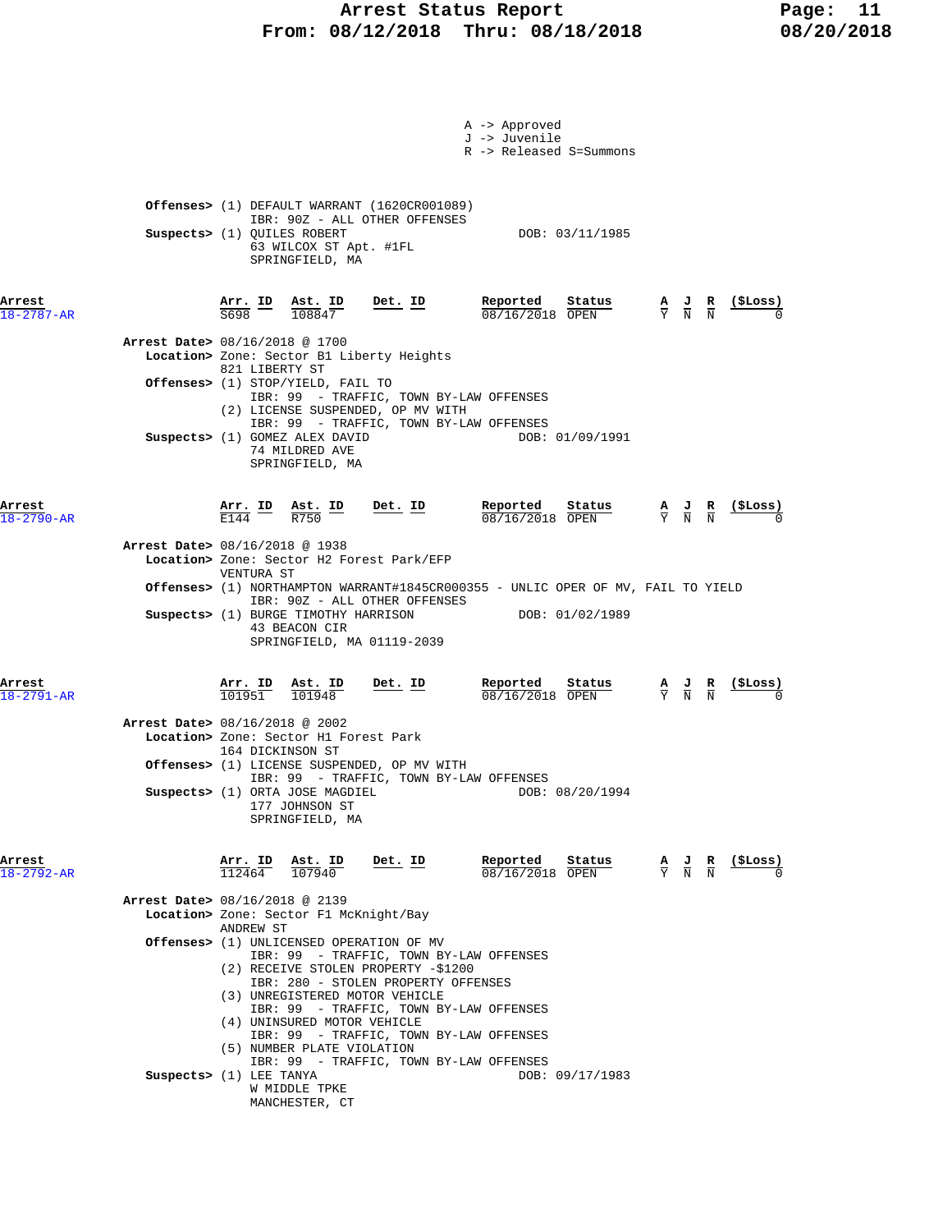A -> Approved
J -> Juvenile
R -> Released S=Summons

**Offenses>** (1) DEFAULT WARRANT (1620CR001089)
IBR: 90Z - ALL OTHER OFFENSES
**Suspects>** (1) QUILES ROBERT DOB: 03/11/1985
63 WILCOX ST Apt. #1FL
SPRINGFIELD, MA

| Arrest | Arr. ID | Ast. ID | Det. ID | Reported | Status | A | J | R | ($Loss) |
|---|---|---|---|---|---|---|---|---|---|
| 18-2787-AR | S698 | 108847 | | 08/16/2018 | OPEN | Y | N | N | 0 |

**Arrest Date>** 08/16/2018 @ 1700
**Location>** Zone: Sector B1 Liberty Heights
821 LIBERTY ST
**Offenses>** (1) STOP/YIELD, FAIL TO
IBR: 99 - TRAFFIC, TOWN BY-LAW OFFENSES
(2) LICENSE SUSPENDED, OP MV WITH
IBR: 99 - TRAFFIC, TOWN BY-LAW OFFENSES
**Suspects>** (1) GOMEZ ALEX DAVID DOB: 01/09/1991
74 MILDRED AVE
SPRINGFIELD, MA

| Arrest | Arr. ID | Ast. ID | Det. ID | Reported | Status | A | J | R | ($Loss) |
|---|---|---|---|---|---|---|---|---|---|
| 18-2790-AR | E144 | R750 | | 08/16/2018 | OPEN | Y | N | N | 0 |

**Arrest Date>** 08/16/2018 @ 1938
**Location>** Zone: Sector H2 Forest Park/EFP
VENTURA ST
**Offenses>** (1) NORTHAMPTON WARRANT#1845CR000355 - UNLIC OPER OF MV, FAIL TO YIELD
IBR: 90Z - ALL OTHER OFFENSES
**Suspects>** (1) BURGE TIMOTHY HARRISON DOB: 01/02/1989
43 BEACON CIR
SPRINGFIELD, MA 01119-2039

| Arrest | Arr. ID | Ast. ID | Det. ID | Reported | Status | A | J | R | ($Loss) |
|---|---|---|---|---|---|---|---|---|---|
| 18-2791-AR | 101951 | 101948 | | 08/16/2018 | OPEN | Y | N | N | 0 |

**Arrest Date>** 08/16/2018 @ 2002
**Location>** Zone: Sector H1 Forest Park
164 DICKINSON ST
**Offenses>** (1) LICENSE SUSPENDED, OP MV WITH
IBR: 99 - TRAFFIC, TOWN BY-LAW OFFENSES
**Suspects>** (1) ORTA JOSE MAGDIEL DOB: 08/20/1994
177 JOHNSON ST
SPRINGFIELD, MA

| Arrest | Arr. ID | Ast. ID | Det. ID | Reported | Status | A | J | R | ($Loss) |
|---|---|---|---|---|---|---|---|---|---|
| 18-2792-AR | 112464 | 107940 | | 08/16/2018 | OPEN | Y | N | N | 0 |

**Arrest Date>** 08/16/2018 @ 2139
**Location>** Zone: Sector F1 McKnight/Bay
ANDREW ST
**Offenses>** (1) UNLICENSED OPERATION OF MV
IBR: 99 - TRAFFIC, TOWN BY-LAW OFFENSES
(2) RECEIVE STOLEN PROPERTY -$1200
IBR: 280 - STOLEN PROPERTY OFFENSES
(3) UNREGISTERED MOTOR VEHICLE
IBR: 99 - TRAFFIC, TOWN BY-LAW OFFENSES
(4) UNINSURED MOTOR VEHICLE
IBR: 99 - TRAFFIC, TOWN BY-LAW OFFENSES
(5) NUMBER PLATE VIOLATION
IBR: 99 - TRAFFIC, TOWN BY-LAW OFFENSES
**Suspects>** (1) LEE TANYA DOB: 09/17/1983
W MIDDLE TPKE
MANCHESTER, CT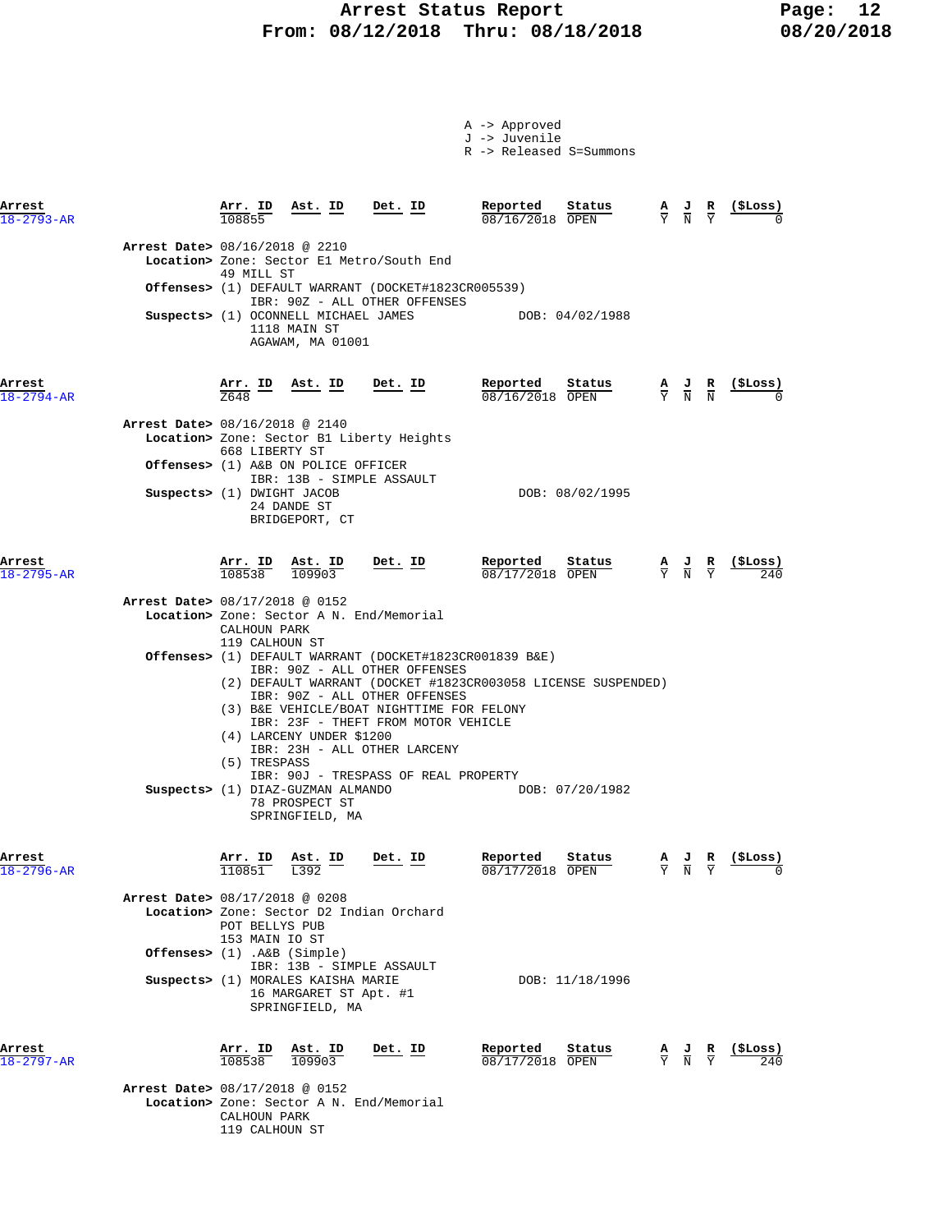A -> Approved
J -> Juvenile
R -> Released S=Summons

| Arrest | Arr. ID | Ast. ID | Det. ID | Reported | Status | A | J | R | ($Loss) |
|---|---|---|---|---|---|---|---|---|---|
| 18-2793-AR | 108855 | | | 08/16/2018 | OPEN | Y | N | Y | 0 |

**Arrest Date>** 08/16/2018 @ 2210
**Location>** Zone: Sector E1 Metro/South End
49 MILL ST
**Offenses>** (1) DEFAULT WARRANT (DOCKET#1823CR005539)
IBR: 90Z - ALL OTHER OFFENSES
**Suspects>** (1) OCONNELL MICHAEL JAMES DOB: 04/02/1988
1118 MAIN ST
AGAWAM, MA 01001

| Arrest | Arr. ID | Ast. ID | Det. ID | Reported | Status | A | J | R | ($Loss) |
|---|---|---|---|---|---|---|---|---|---|
| 18-2794-AR | Z648 | | | 08/16/2018 | OPEN | Y | N | N | 0 |

**Arrest Date>** 08/16/2018 @ 2140
**Location>** Zone: Sector B1 Liberty Heights
668 LIBERTY ST
**Offenses>** (1) A&B ON POLICE OFFICER
IBR: 13B - SIMPLE ASSAULT
**Suspects>** (1) DWIGHT JACOB DOB: 08/02/1995
24 DANDE ST
BRIDGEPORT, CT

| Arrest | Arr. ID | Ast. ID | Det. ID | Reported | Status | A | J | R | ($Loss) |
|---|---|---|---|---|---|---|---|---|---|
| 18-2795-AR | 108538 | 109903 | | 08/17/2018 | OPEN | Y | N | Y | 240 |

**Arrest Date>** 08/17/2018 @ 0152
**Location>** Zone: Sector A N. End/Memorial
CALHOUN PARK
119 CALHOUN ST
**Offenses>** (1) DEFAULT WARRANT (DOCKET#1823CR001839 B&E)
IBR: 90Z - ALL OTHER OFFENSES
(2) DEFAULT WARRANT (DOCKET #1823CR003058 LICENSE SUSPENDED)
IBR: 90Z - ALL OTHER OFFENSES
(3) B&E VEHICLE/BOAT NIGHTTIME FOR FELONY
IBR: 23F - THEFT FROM MOTOR VEHICLE
(4) LARCENY UNDER $1200
IBR: 23H - ALL OTHER LARCENY
(5) TRESPASS
IBR: 90J - TRESPASS OF REAL PROPERTY
**Suspects>** (1) DIAZ-GUZMAN ALMANDO DOB: 07/20/1982
78 PROSPECT ST
SPRINGFIELD, MA

| Arrest | Arr. ID | Ast. ID | Det. ID | Reported | Status | A | J | R | ($Loss) |
|---|---|---|---|---|---|---|---|---|---|
| 18-2796-AR | 110851 | L392 | | 08/17/2018 | OPEN | Y | N | Y | 0 |

**Arrest Date>** 08/17/2018 @ 0208
**Location>** Zone: Sector D2 Indian Orchard
POT BELLYS PUB
153 MAIN IO ST
**Offenses>** (1) .A&B (Simple)
IBR: 13B - SIMPLE ASSAULT
**Suspects>** (1) MORALES KAISHA MARIE DOB: 11/18/1996
16 MARGARET ST Apt. #1
SPRINGFIELD, MA

| Arrest | Arr. ID | Ast. ID | Det. ID | Reported | Status | A | J | R | ($Loss) |
|---|---|---|---|---|---|---|---|---|---|
| 18-2797-AR | 108538 | 109903 | | 08/17/2018 | OPEN | Y | N | Y | 240 |

**Arrest Date>** 08/17/2018 @ 0152
**Location>** Zone: Sector A N. End/Memorial
CALHOUN PARK
119 CALHOUN ST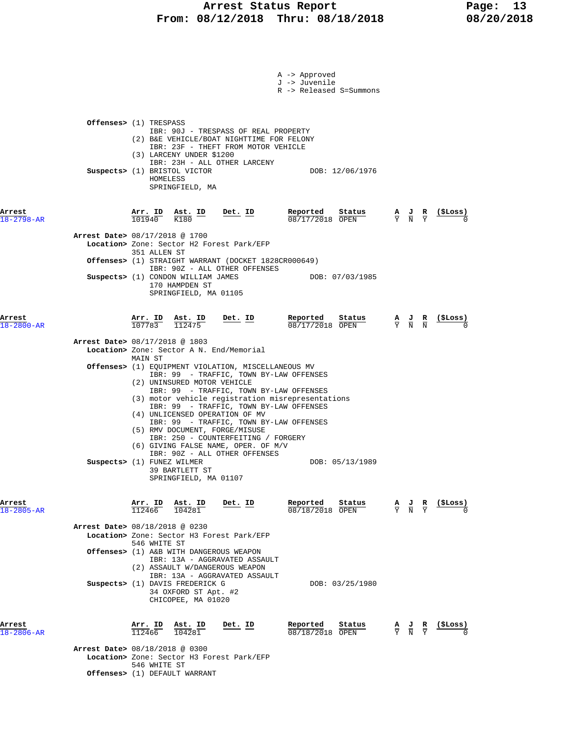A -> Approved
J -> Juvenile
R -> Released S=Summons

**Offenses>** (1) TRESPASS
IBR: 90J - TRESPASS OF REAL PROPERTY
(2) B&E VEHICLE/BOAT NIGHTTIME FOR FELONY
IBR: 23F - THEFT FROM MOTOR VEHICLE
(3) LARCENY UNDER $1200
IBR: 23H - ALL OTHER LARCENY

**Suspects>** (1) BRISTOL VICTOR — DOB: 12/06/1976
HOMELESS
SPRINGFIELD, MA

| Arrest | Arr. ID | Ast. ID | Det. ID | Reported | Status | A | J | R | ($Loss) |
|---|---|---|---|---|---|---|---|---|---|
| 18-2798-AR | 101940 | K180 | | 08/17/2018 | OPEN | Y | N | Y | 0 |

**Arrest Date>** 08/17/2018 @ 1700
**Location>** Zone: Sector H2 Forest Park/EFP
351 ALLEN ST
**Offenses>** (1) STRAIGHT WARRANT (DOCKET 1828CR000649)
IBR: 90Z - ALL OTHER OFFENSES
**Suspects>** (1) CONDON WILLIAM JAMES — DOB: 07/03/1985
170 HAMPDEN ST
SPRINGFIELD, MA 01105

| Arrest | Arr. ID | Ast. ID | Det. ID | Reported | Status | A | J | R | ($Loss) |
|---|---|---|---|---|---|---|---|---|---|
| 18-2800-AR | 107783 | 112475 | | 08/17/2018 | OPEN | Y | N | N | 0 |

**Arrest Date>** 08/17/2018 @ 1803
**Location>** Zone: Sector A N. End/Memorial
MAIN ST
**Offenses>** (1) EQUIPMENT VIOLATION, MISCELLANEOUS MV
IBR: 99 - TRAFFIC, TOWN BY-LAW OFFENSES
(2) UNINSURED MOTOR VEHICLE
IBR: 99 - TRAFFIC, TOWN BY-LAW OFFENSES
(3) motor vehicle registration misrepresentations
IBR: 99 - TRAFFIC, TOWN BY-LAW OFFENSES
(4) UNLICENSED OPERATION OF MV
IBR: 99 - TRAFFIC, TOWN BY-LAW OFFENSES
(5) RMV DOCUMENT, FORGE/MISUSE
IBR: 250 - COUNTERFEITING / FORGERY
(6) GIVING FALSE NAME, OPER. OF M/V
IBR: 90Z - ALL OTHER OFFENSES
**Suspects>** (1) FUNEZ WILMER — DOB: 05/13/1989
39 BARTLETT ST
SPRINGFIELD, MA 01107

| Arrest | Arr. ID | Ast. ID | Det. ID | Reported | Status | A | J | R | ($Loss) |
|---|---|---|---|---|---|---|---|---|---|
| 18-2805-AR | 112466 | 104281 | | 08/18/2018 | OPEN | Y | N | Y | 0 |

**Arrest Date>** 08/18/2018 @ 0230
**Location>** Zone: Sector H3 Forest Park/EFP
546 WHITE ST
**Offenses>** (1) A&B WITH DANGEROUS WEAPON
IBR: 13A - AGGRAVATED ASSAULT
(2) ASSAULT W/DANGEROUS WEAPON
IBR: 13A - AGGRAVATED ASSAULT
**Suspects>** (1) DAVIS FREDERICK G — DOB: 03/25/1980
34 OXFORD ST Apt. #2
CHICOPEE, MA 01020

| Arrest | Arr. ID | Ast. ID | Det. ID | Reported | Status | A | J | R | ($Loss) |
|---|---|---|---|---|---|---|---|---|---|
| 18-2806-AR | 112466 | 104281 | | 08/18/2018 | OPEN | Y | N | Y | 0 |

**Arrest Date>** 08/18/2018 @ 0300
**Location>** Zone: Sector H3 Forest Park/EFP
546 WHITE ST
**Offenses>** (1) DEFAULT WARRANT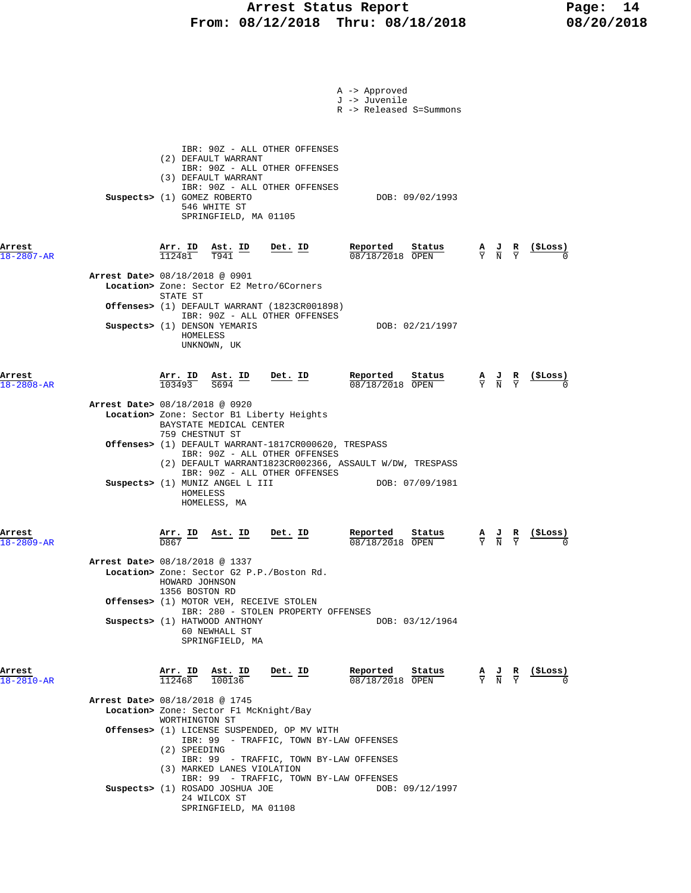A -> Approved
J -> Juvenile
R -> Released S=Summons

IBR: 90Z - ALL OTHER OFFENSES
(2) DEFAULT WARRANT
IBR: 90Z - ALL OTHER OFFENSES
(3) DEFAULT WARRANT
IBR: 90Z - ALL OTHER OFFENSES

**Suspects>** (1) GOMEZ ROBERTO — DOB: 09/02/1993
546 WHITE ST
SPRINGFIELD, MA 01105

| Arrest | Arr. ID | Ast. ID | Det. ID | Reported | Status | A | J | R | ($Loss) |
|---|---|---|---|---|---|---|---|---|---|
| 18-2807-AR | 112481 | T941 | | 08/18/2018 | OPEN | Y | N | Y | 0 |

**Arrest Date>** 08/18/2018 @ 0901
**Location>** Zone: Sector E2 Metro/6Corners
STATE ST
**Offenses>** (1) DEFAULT WARRANT (1823CR001898)
IBR: 90Z - ALL OTHER OFFENSES
**Suspects>** (1) DENSON YEMARIS — DOB: 02/21/1997
HOMELESS
UNKNOWN, UK

| Arrest | Arr. ID | Ast. ID | Det. ID | Reported | Status | A | J | R | ($Loss) |
|---|---|---|---|---|---|---|---|---|---|
| 18-2808-AR | 103493 | S694 | | 08/18/2018 | OPEN | Y | N | Y | 0 |

**Arrest Date>** 08/18/2018 @ 0920
**Location>** Zone: Sector B1 Liberty Heights
BAYSTATE MEDICAL CENTER
759 CHESTNUT ST
**Offenses>** (1) DEFAULT WARRANT-1817CR000620, TRESPASS
IBR: 90Z - ALL OTHER OFFENSES
(2) DEFAULT WARRANT1823CR002366, ASSAULT W/DW, TRESPASS
IBR: 90Z - ALL OTHER OFFENSES
**Suspects>** (1) MUNIZ ANGEL L III — DOB: 07/09/1981
HOMELESS
HOMELESS, MA

| Arrest | Arr. ID | Ast. ID | Det. ID | Reported | Status | A | J | R | ($Loss) |
|---|---|---|---|---|---|---|---|---|---|
| 18-2809-AR | D867 | | | 08/18/2018 | OPEN | Y | N | Y | 0 |

**Arrest Date>** 08/18/2018 @ 1337
**Location>** Zone: Sector G2 P.P./Boston Rd.
HOWARD JOHNSON
1356 BOSTON RD
**Offenses>** (1) MOTOR VEH, RECEIVE STOLEN
IBR: 280 - STOLEN PROPERTY OFFENSES
**Suspects>** (1) HATWOOD ANTHONY — DOB: 03/12/1964
60 NEWHALL ST
SPRINGFIELD, MA

| Arrest | Arr. ID | Ast. ID | Det. ID | Reported | Status | A | J | R | ($Loss) |
|---|---|---|---|---|---|---|---|---|---|
| 18-2810-AR | 112468 | 100136 | | 08/18/2018 | OPEN | Y | N | Y | 0 |

**Arrest Date>** 08/18/2018 @ 1745
**Location>** Zone: Sector F1 McKnight/Bay
WORTHINGTON ST
**Offenses>** (1) LICENSE SUSPENDED, OP MV WITH
IBR: 99 - TRAFFIC, TOWN BY-LAW OFFENSES
(2) SPEEDING
IBR: 99 - TRAFFIC, TOWN BY-LAW OFFENSES
(3) MARKED LANES VIOLATION
IBR: 99 - TRAFFIC, TOWN BY-LAW OFFENSES
**Suspects>** (1) ROSADO JOSHUA JOE — DOB: 09/12/1997
24 WILCOX ST
SPRINGFIELD, MA 01108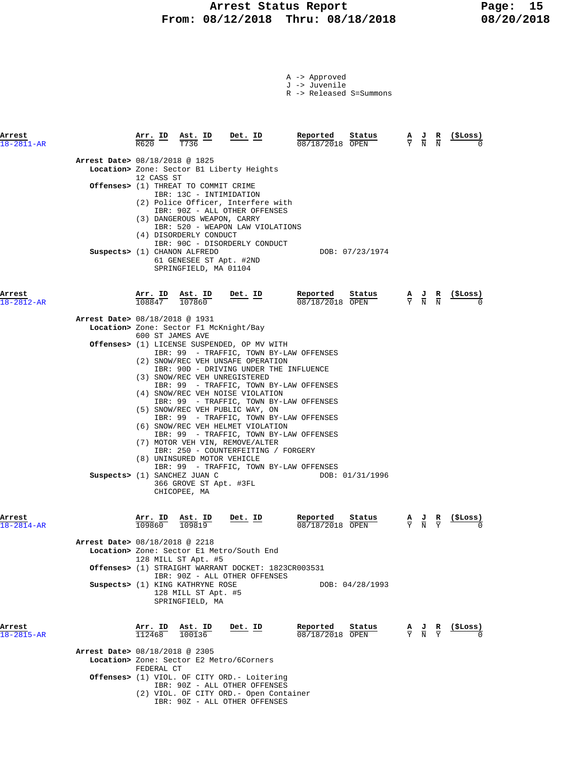A -> Approved
J -> Juvenile
R -> Released S=Summons

| Arrest | Arr. ID | Ast. ID | Det. ID | Reported | Status | A | J | R | ($Loss) |
|---|---|---|---|---|---|---|---|---|---|
| 18-2811-AR | R620 | T736 | | 08/18/2018 | OPEN | Y | N | N | 0 |

**Arrest Date>** 08/18/2018 @ 1825
**Location>** Zone: Sector B1 Liberty Heights
12 CASS ST
**Offenses>** (1) THREAT TO COMMIT CRIME
IBR: 13C - INTIMIDATION
(2) Police Officer, Interfere with
IBR: 90Z - ALL OTHER OFFENSES
(3) DANGEROUS WEAPON, CARRY
IBR: 520 - WEAPON LAW VIOLATIONS
(4) DISORDERLY CONDUCT
IBR: 90C - DISORDERLY CONDUCT
**Suspects>** (1) CHANON ALFREDO DOB: 07/23/1974
61 GENESEE ST Apt. #2ND
SPRINGFIELD, MA 01104

| Arrest | Arr. ID | Ast. ID | Det. ID | Reported | Status | A | J | R | ($Loss) |
|---|---|---|---|---|---|---|---|---|---|
| 18-2812-AR | 108847 | 107860 | | 08/18/2018 | OPEN | Y | N | N | 0 |

**Arrest Date>** 08/18/2018 @ 1931
**Location>** Zone: Sector F1 McKnight/Bay
600 ST JAMES AVE
**Offenses>** (1) LICENSE SUSPENDED, OP MV WITH
IBR: 99 - TRAFFIC, TOWN BY-LAW OFFENSES
(2) SNOW/REC VEH UNSAFE OPERATION
IBR: 90D - DRIVING UNDER THE INFLUENCE
(3) SNOW/REC VEH UNREGISTERED
IBR: 99 - TRAFFIC, TOWN BY-LAW OFFENSES
(4) SNOW/REC VEH NOISE VIOLATION
IBR: 99 - TRAFFIC, TOWN BY-LAW OFFENSES
(5) SNOW/REC VEH PUBLIC WAY, ON
IBR: 99 - TRAFFIC, TOWN BY-LAW OFFENSES
(6) SNOW/REC VEH HELMET VIOLATION
IBR: 99 - TRAFFIC, TOWN BY-LAW OFFENSES
(7) MOTOR VEH VIN, REMOVE/ALTER
IBR: 250 - COUNTERFEITING / FORGERY
(8) UNINSURED MOTOR VEHICLE
IBR: 99 - TRAFFIC, TOWN BY-LAW OFFENSES
**Suspects>** (1) SANCHEZ JUAN C DOB: 01/31/1996
366 GROVE ST Apt. #3FL
CHICOPEE, MA

| Arrest | Arr. ID | Ast. ID | Det. ID | Reported | Status | A | J | R | ($Loss) |
|---|---|---|---|---|---|---|---|---|---|
| 18-2814-AR | 109860 | 109819 | | 08/18/2018 | OPEN | Y | N | Y | 0 |

**Arrest Date>** 08/18/2018 @ 2218
**Location>** Zone: Sector E1 Metro/South End
128 MILL ST Apt. #5
**Offenses>** (1) STRAIGHT WARRANT DOCKET: 1823CR003531
IBR: 90Z - ALL OTHER OFFENSES
**Suspects>** (1) KING KATHRYNE ROSE DOB: 04/28/1993
128 MILL ST Apt. #5
SPRINGFIELD, MA

| Arrest | Arr. ID | Ast. ID | Det. ID | Reported | Status | A | J | R | ($Loss) |
|---|---|---|---|---|---|---|---|---|---|
| 18-2815-AR | 112468 | 100136 | | 08/18/2018 | OPEN | Y | N | Y | 0 |

**Arrest Date>** 08/18/2018 @ 2305
**Location>** Zone: Sector E2 Metro/6Corners
FEDERAL CT
**Offenses>** (1) VIOL. OF CITY ORD.- Loitering
IBR: 90Z - ALL OTHER OFFENSES
(2) VIOL. OF CITY ORD.- Open Container
IBR: 90Z - ALL OTHER OFFENSES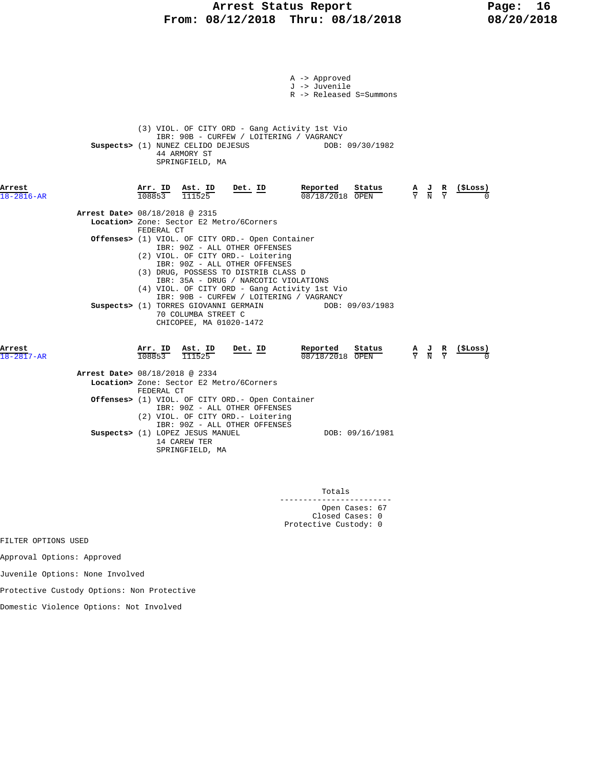A -> Approved
J -> Juvenile
R -> Released S=Summons

(3) VIOL. OF CITY ORD - Gang Activity 1st Vio
IBR: 90B - CURFEW / LOITERING / VAGRANCY

**Suspects>** (1) NUNEZ CELIDO DEJESUS DOB: 09/30/1982
44 ARMORY ST
SPRINGFIELD, MA

| Arrest | Arr. ID | Ast. ID | Det. ID | Reported | Status | A | J | R | ($Loss) |
|---|---|---|---|---|---|---|---|---|---|
| 18-2816-AR | 108853 | 111525 | | 08/18/2018 | OPEN | Y | N | Y | 0 |

**Arrest Date>** 08/18/2018 @ 2315

**Location>** Zone: Sector E2 Metro/6Corners
FEDERAL CT

**Offenses>**
(1) VIOL. OF CITY ORD.- Open Container
IBR: 90Z - ALL OTHER OFFENSES
(2) VIOL. OF CITY ORD.- Loitering
IBR: 90Z - ALL OTHER OFFENSES
(3) DRUG, POSSESS TO DISTRIB CLASS D
IBR: 35A - DRUG / NARCOTIC VIOLATIONS
(4) VIOL. OF CITY ORD - Gang Activity 1st Vio
IBR: 90B - CURFEW / LOITERING / VAGRANCY

**Suspects>** (1) TORRES GIOVANNI GERMAIN DOB: 09/03/1983
70 COLUMBA STREET C
CHICOPEE, MA 01020-1472

| Arrest | Arr. ID | Ast. ID | Det. ID | Reported | Status | A | J | R | ($Loss) |
|---|---|---|---|---|---|---|---|---|---|
| 18-2817-AR | 108853 | 111525 | | 08/18/2018 | OPEN | Y | N | Y | 0 |

**Arrest Date>** 08/18/2018 @ 2334

**Location>** Zone: Sector E2 Metro/6Corners
FEDERAL CT

**Offenses>**
(1) VIOL. OF CITY ORD.- Open Container
IBR: 90Z - ALL OTHER OFFENSES
(2) VIOL. OF CITY ORD.- Loitering
IBR: 90Z - ALL OTHER OFFENSES

**Suspects>** (1) LOPEZ JESUS MANUEL DOB: 09/16/1981
14 CAREW TER
SPRINGFIELD, MA

Totals

------------------------

Open Cases: 67
Closed Cases: 0
Protective Custody: 0

FILTER OPTIONS USED

Approval Options: Approved

Juvenile Options: None Involved

Protective Custody Options: Non Protective

Domestic Violence Options: Not Involved